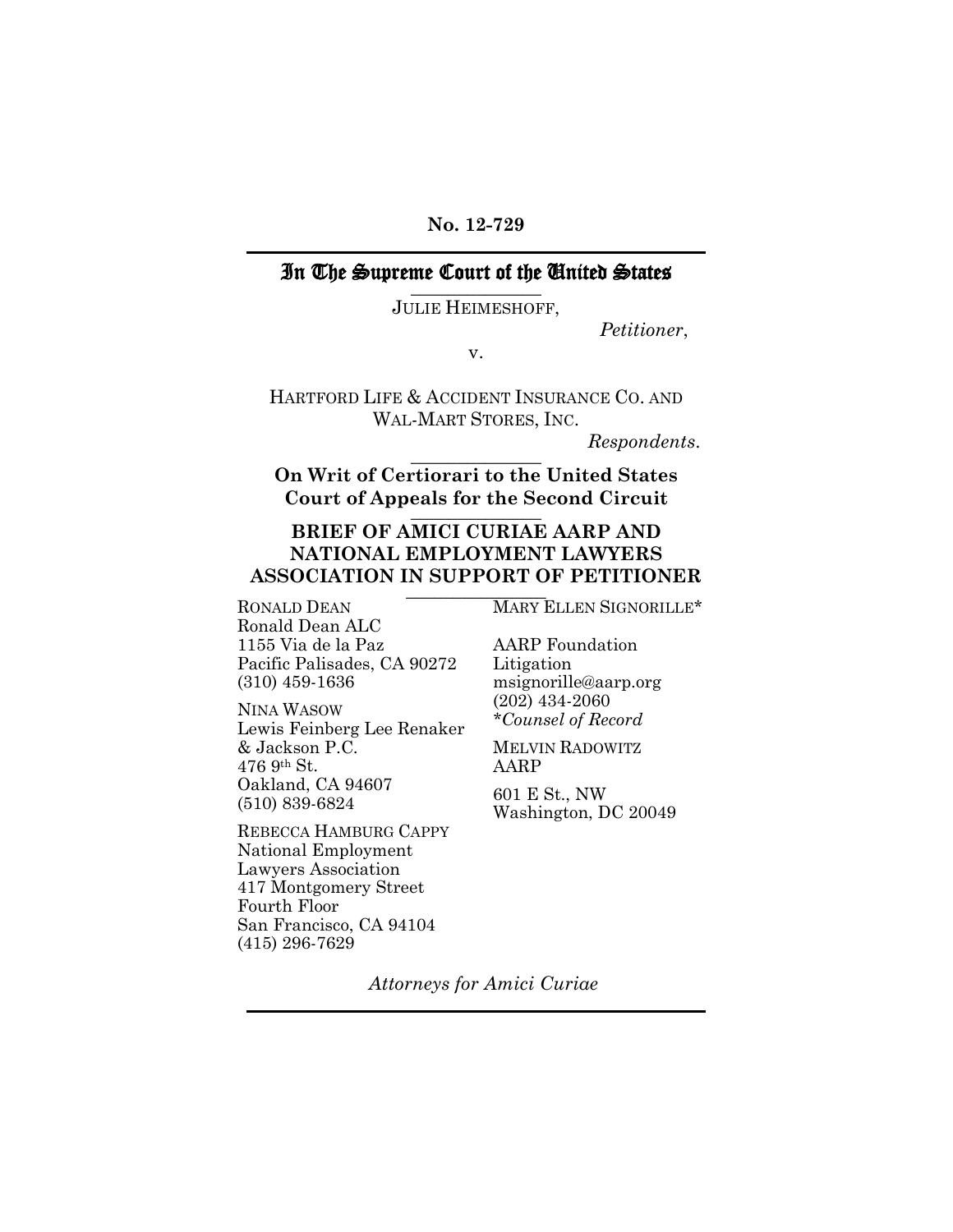**No. 12-729**

# In The Supreme Court of the United States

JULIE HEIMESHOFF,

*Petitioner*,

v.

HARTFORD LIFE & ACCIDENT INSURANCE CO. AND WAL-MART STORES, INC.

*Respondents*.

**On Writ of Certiorari to the United States Court of Appeals for the Second Circuit**

**BRIEF OF AMICI CURIAE AARP AND NATIONAL EMPLOYMENT LAWYERS ASSOCIATION IN SUPPORT OF PETITIONER**

RONALD DEAN
Ronald Dean ALC
1155 Via de la Paz
Pacific Palisades, CA 90272
(310) 459-1636

NINA WASOW
Lewis Feinberg Lee Renaker & Jackson P.C.
476 9th St.
Oakland, CA 94607
(510) 839-6824

REBECCA HAMBURG CAPPY
National Employment Lawyers Association
417 Montgomery Street
Fourth Floor
San Francisco, CA 94104
(415) 296-7629

MARY ELLEN SIGNORILLE*

AARP Foundation Litigation
msignorille@aarp.org
(202) 434-2060
**Counsel of Record*

MELVIN RADOWITZ
AARP

601 E St., NW
Washington, DC 20049

*Attorneys for Amici Curiae*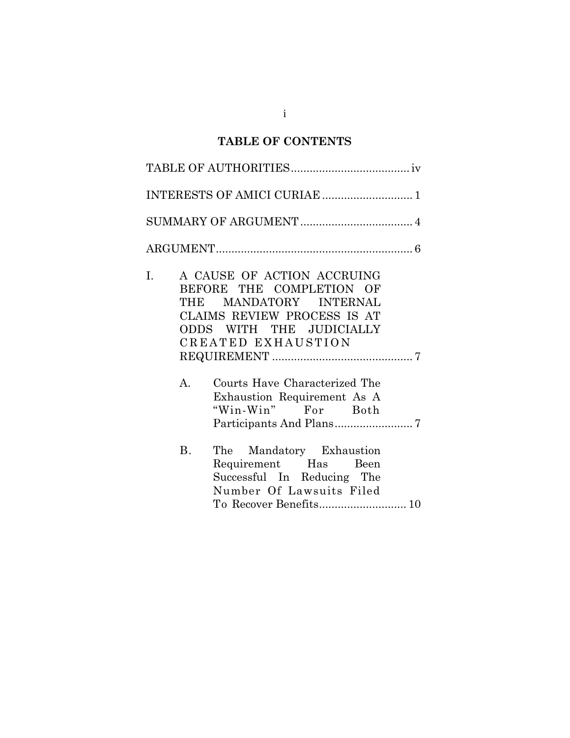## TABLE OF CONTENTS

TABLE OF AUTHORITIES ...................................... iv

INTERESTS OF AMICI CURIAE ............................ 1

SUMMARY OF ARGUMENT .................................... 4

ARGUMENT ............................................................... 6

I. A CAUSE OF ACTION ACCRUING BEFORE THE COMPLETION OF THE MANDATORY INTERNAL CLAIMS REVIEW PROCESS IS AT ODDS WITH THE JUDICIALLY CREATED EXHAUSTION REQUIREMENT ............................................ 7

   A. Courts Have Characterized The Exhaustion Requirement As A "Win-Win" For Both Participants And Plans ......................... 7

   B. The Mandatory Exhaustion Requirement Has Been Successful In Reducing The Number Of Lawsuits Filed To Recover Benefits ............................ 10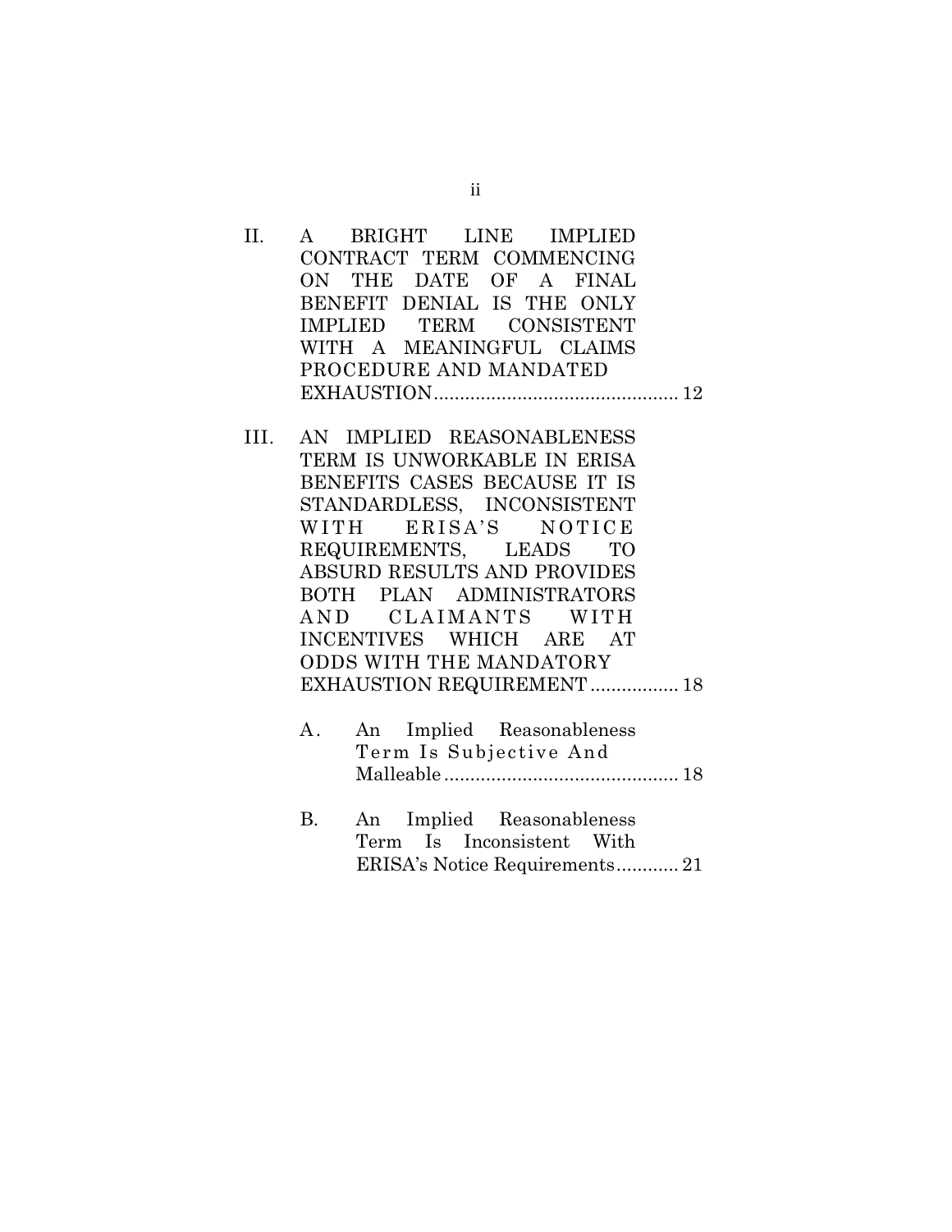II. A BRIGHT LINE IMPLIED CONTRACT TERM COMMENCING ON THE DATE OF A FINAL BENEFIT DENIAL IS THE ONLY IMPLIED TERM CONSISTENT WITH A MEANINGFUL CLAIMS PROCEDURE AND MANDATED EXHAUSTION ............................................. 12

III. AN IMPLIED REASONABLENESS TERM IS UNWORKABLE IN ERISA BENEFITS CASES BECAUSE IT IS STANDARDLESS, INCONSISTENT WITH ERISA'S NOTICE REQUIREMENTS, LEADS TO ABSURD RESULTS AND PROVIDES BOTH PLAN ADMINISTRATORS AND CLAIMANTS WITH INCENTIVES WHICH ARE AT ODDS WITH THE MANDATORY EXHAUSTION REQUIREMENT ................. 18

A. An Implied Reasonableness Term Is Subjective And Malleable ............................................ 18

B. An Implied Reasonableness Term Is Inconsistent With ERISA's Notice Requirements ............ 21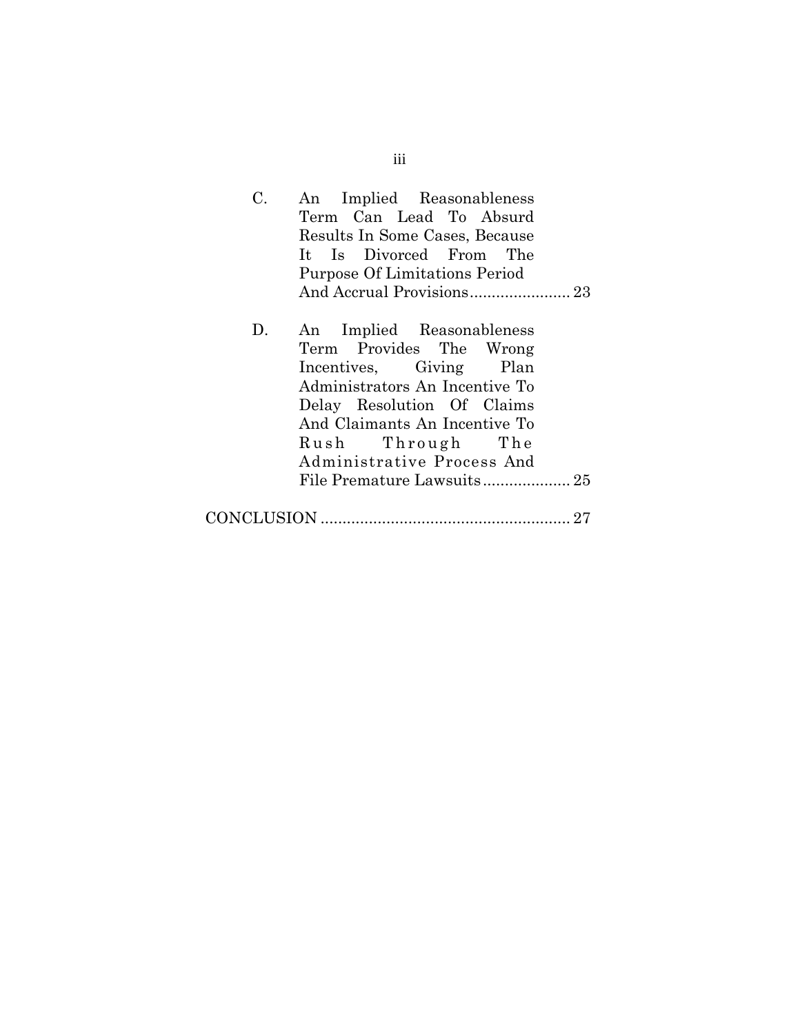C. An Implied Reasonableness Term Can Lead To Absurd Results In Some Cases, Because It Is Divorced From The Purpose Of Limitations Period And Accrual Provisions....................... 23

D. An Implied Reasonableness Term Provides The Wrong Incentives, Giving Plan Administrators An Incentive To Delay Resolution Of Claims And Claimants An Incentive To Rush Through The Administrative Process And File Premature Lawsuits.................... 25

CONCLUSION ......................................................... 27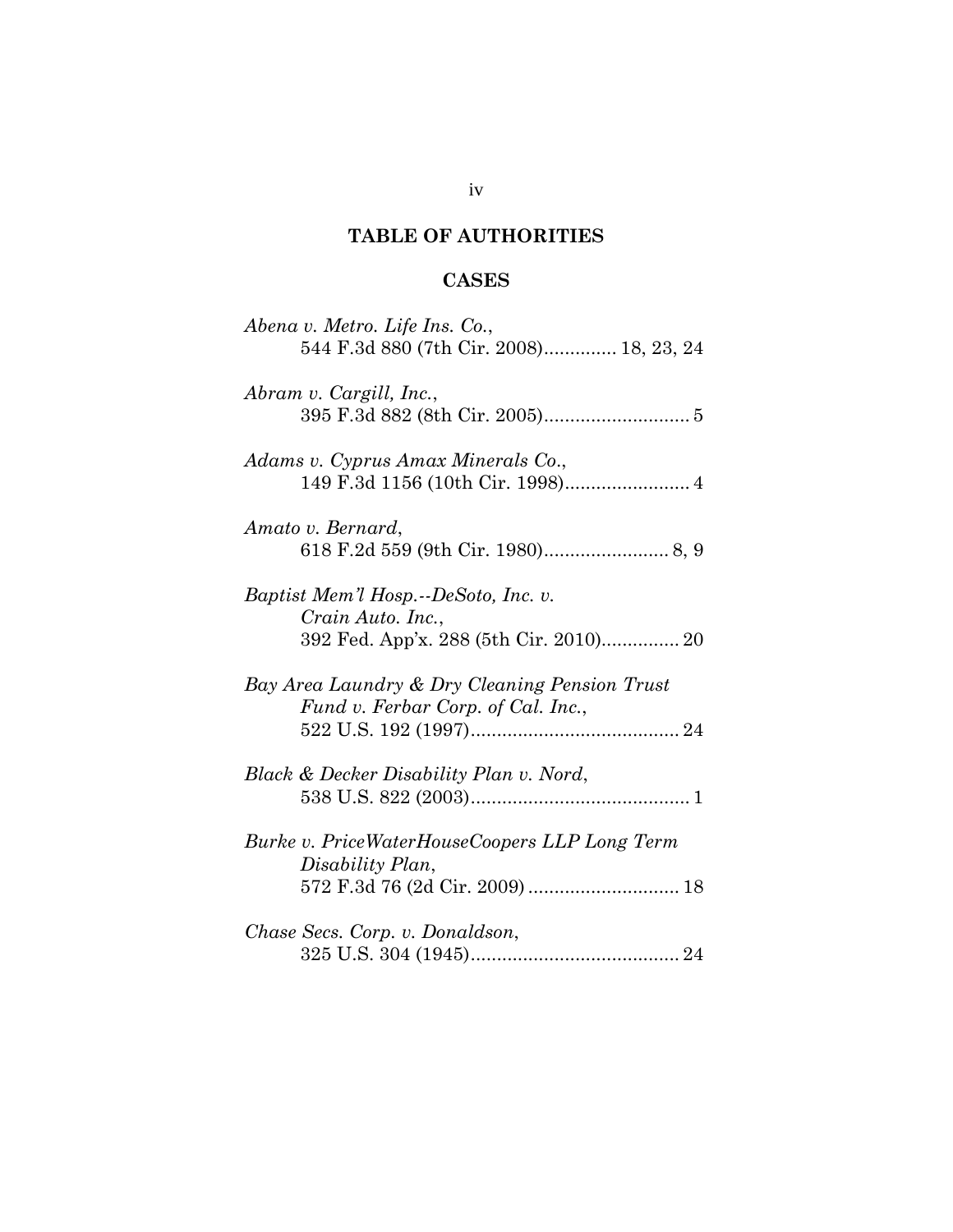# TABLE OF AUTHORITIES

## CASES

*Abena v. Metro. Life Ins. Co.*,
544 F.3d 880 (7th Cir. 2008).............. 18, 23, 24

*Abram v. Cargill, Inc.*,
395 F.3d 882 (8th Cir. 2005)............................ 5

*Adams v. Cyprus Amax Minerals Co.*,
149 F.3d 1156 (10th Cir. 1998)........................ 4

*Amato v. Bernard*,
618 F.2d 559 (9th Cir. 1980)........................ 8, 9

*Baptist Mem'l Hosp.--DeSoto, Inc. v. Crain Auto. Inc.*,
392 Fed. App'x. 288 (5th Cir. 2010)............... 20

*Bay Area Laundry & Dry Cleaning Pension Trust Fund v. Ferbar Corp. of Cal. Inc.*,
522 U.S. 192 (1997)........................................ 24

*Black & Decker Disability Plan v. Nord*,
538 U.S. 822 (2003).......................................... 1

*Burke v. PriceWaterHouseCoopers LLP Long Term Disability Plan*,
572 F.3d 76 (2d Cir. 2009) ............................. 18

*Chase Secs. Corp. v. Donaldson*,
325 U.S. 304 (1945)........................................ 24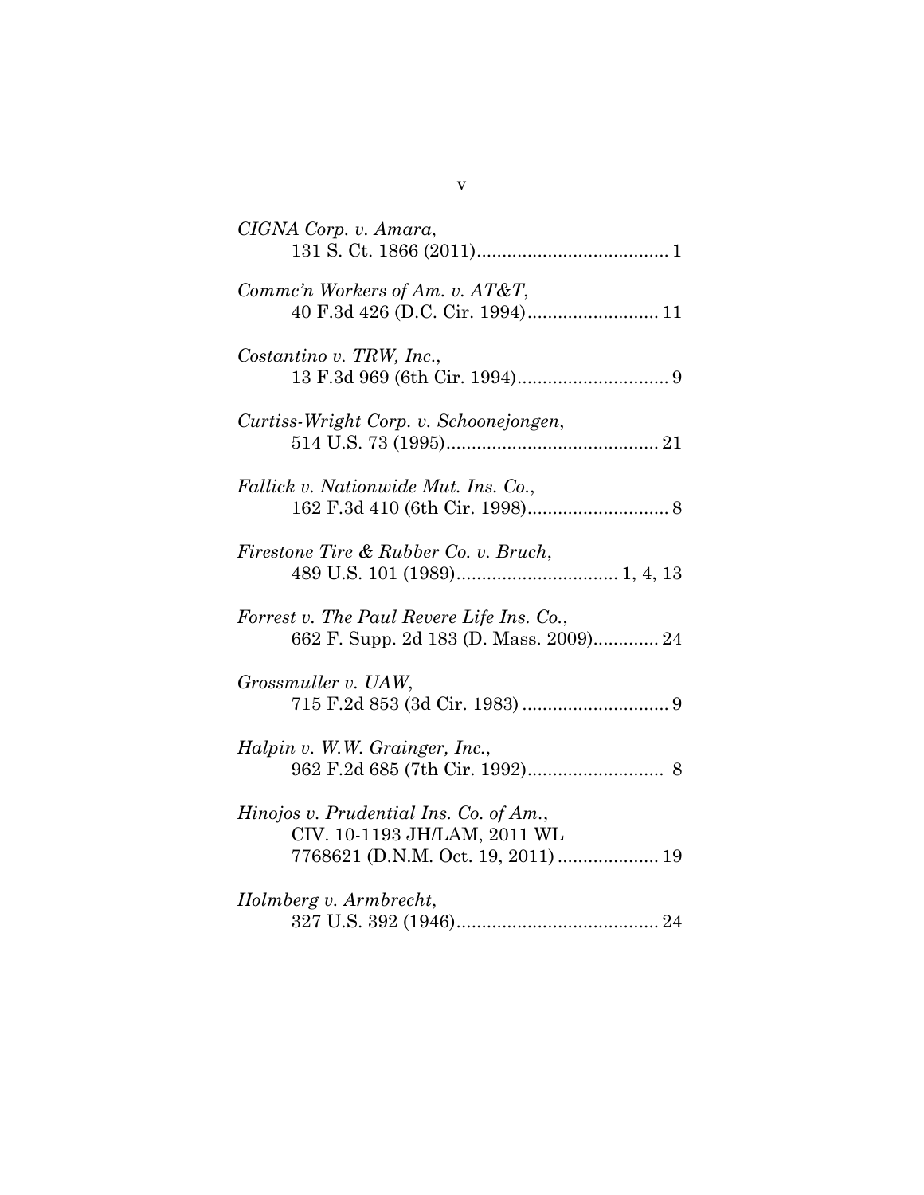*CIGNA Corp. v. Amara*,
131 S. Ct. 1866 (2011)...................................... 1

*Commc'n Workers of Am. v. AT&T*,
40 F.3d 426 (D.C. Cir. 1994).......................... 11

*Costantino v. TRW, Inc.*,
13 F.3d 969 (6th Cir. 1994).............................. 9

*Curtiss-Wright Corp. v. Schoonejongen*,
514 U.S. 73 (1995).......................................... 21

*Fallick v. Nationwide Mut. Ins. Co.*,
162 F.3d 410 (6th Cir. 1998)............................ 8

*Firestone Tire & Rubber Co. v. Bruch*,
489 U.S. 101 (1989)................................ 1, 4, 13

*Forrest v. The Paul Revere Life Ins. Co.*,
662 F. Supp. 2d 183 (D. Mass. 2009)............. 24

*Grossmuller v. UAW*,
715 F.2d 853 (3d Cir. 1983) ............................. 9

*Halpin v. W.W. Grainger, Inc.*,
962 F.2d 685 (7th Cir. 1992)........................... 8

*Hinojos v. Prudential Ins. Co. of Am.*,
CIV. 10-1193 JH/LAM, 2011 WL
7768621 (D.N.M. Oct. 19, 2011) .................... 19

*Holmberg v. Armbrecht*,
327 U.S. 392 (1946)........................................ 24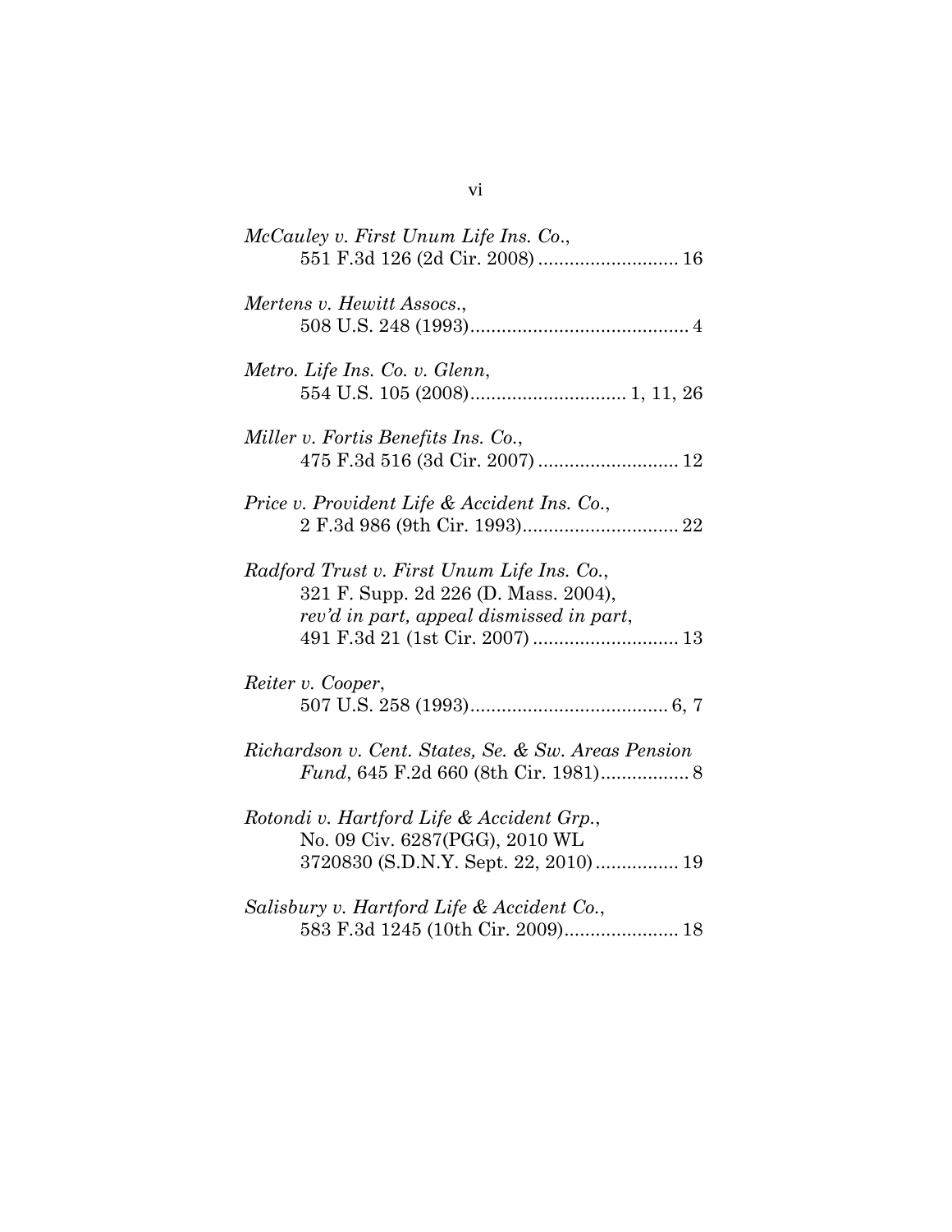*McCauley v. First Unum Life Ins. Co.*,
551 F.3d 126 (2d Cir. 2008) .......................... 16

*Mertens v. Hewitt Assocs.*,
508 U.S. 248 (1993).......................................... 4

*Metro. Life Ins. Co. v. Glenn*,
554 U.S. 105 (2008).............................. 1, 11, 26

*Miller v. Fortis Benefits Ins. Co.*,
475 F.3d 516 (3d Cir. 2007) .......................... 12

*Price v. Provident Life & Accident Ins. Co.*,
2 F.3d 986 (9th Cir. 1993).............................. 22

*Radford Trust v. First Unum Life Ins. Co.*,
321 F. Supp. 2d 226 (D. Mass. 2004),
*rev'd in part, appeal dismissed in part*,
491 F.3d 21 (1st Cir. 2007) ........................... 13

*Reiter v. Cooper*,
507 U.S. 258 (1993)...................................... 6, 7

*Richardson v. Cent. States, Se. & Sw. Areas Pension Fund*, 645 F.2d 660 (8th Cir. 1981)................. 8

*Rotondi v. Hartford Life & Accident Grp.*,
No. 09 Civ. 6287(PGG), 2010 WL
3720830 (S.D.N.Y. Sept. 22, 2010) ................ 19

*Salisbury v. Hartford Life & Accident Co.*,
583 F.3d 1245 (10th Cir. 2009)...................... 18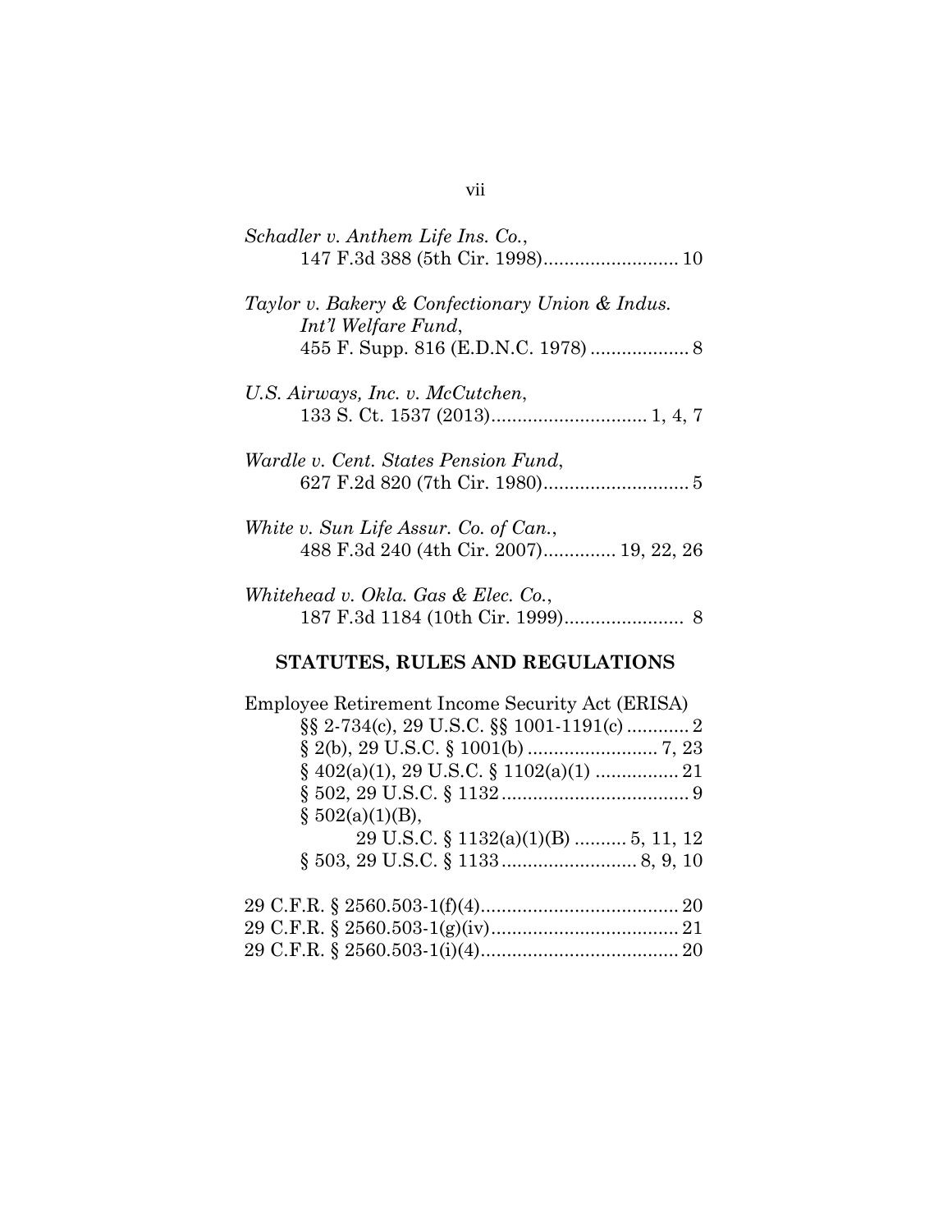*Schadler v. Anthem Life Ins. Co.*,
147 F.3d 388 (5th Cir. 1998).......................... 10

*Taylor v. Bakery & Confectionary Union & Indus. Int'l Welfare Fund*,
455 F. Supp. 816 (E.D.N.C. 1978) ................... 8

*U.S. Airways, Inc. v. McCutchen*,
133 S. Ct. 1537 (2013).............................. 1, 4, 7

*Wardle v. Cent. States Pension Fund*,
627 F.2d 820 (7th Cir. 1980)............................ 5

*White v. Sun Life Assur. Co. of Can.*,
488 F.3d 240 (4th Cir. 2007).............. 19, 22, 26

*Whitehead v. Okla. Gas & Elec. Co.*,
187 F.3d 1184 (10th Cir. 1999)....................... 8

## STATUTES, RULES AND REGULATIONS

Employee Retirement Income Security Act (ERISA)
§§ 2-734(c), 29 U.S.C. §§ 1001-1191(c) ............ 2
§ 2(b), 29 U.S.C. § 1001(b) ......................... 7, 23
§ 402(a)(1), 29 U.S.C. § 1102(a)(1) ................ 21
§ 502, 29 U.S.C. § 1132 .................................... 9
§ 502(a)(1)(B),
29 U.S.C. § 1132(a)(1)(B) .......... 5, 11, 12
§ 503, 29 U.S.C. § 1133 .......................... 8, 9, 10

29 C.F.R. § 2560.503-1(f)(4)...................................... 20
29 C.F.R. § 2560.503-1(g)(iv).................................... 21
29 C.F.R. § 2560.503-1(i)(4)...................................... 20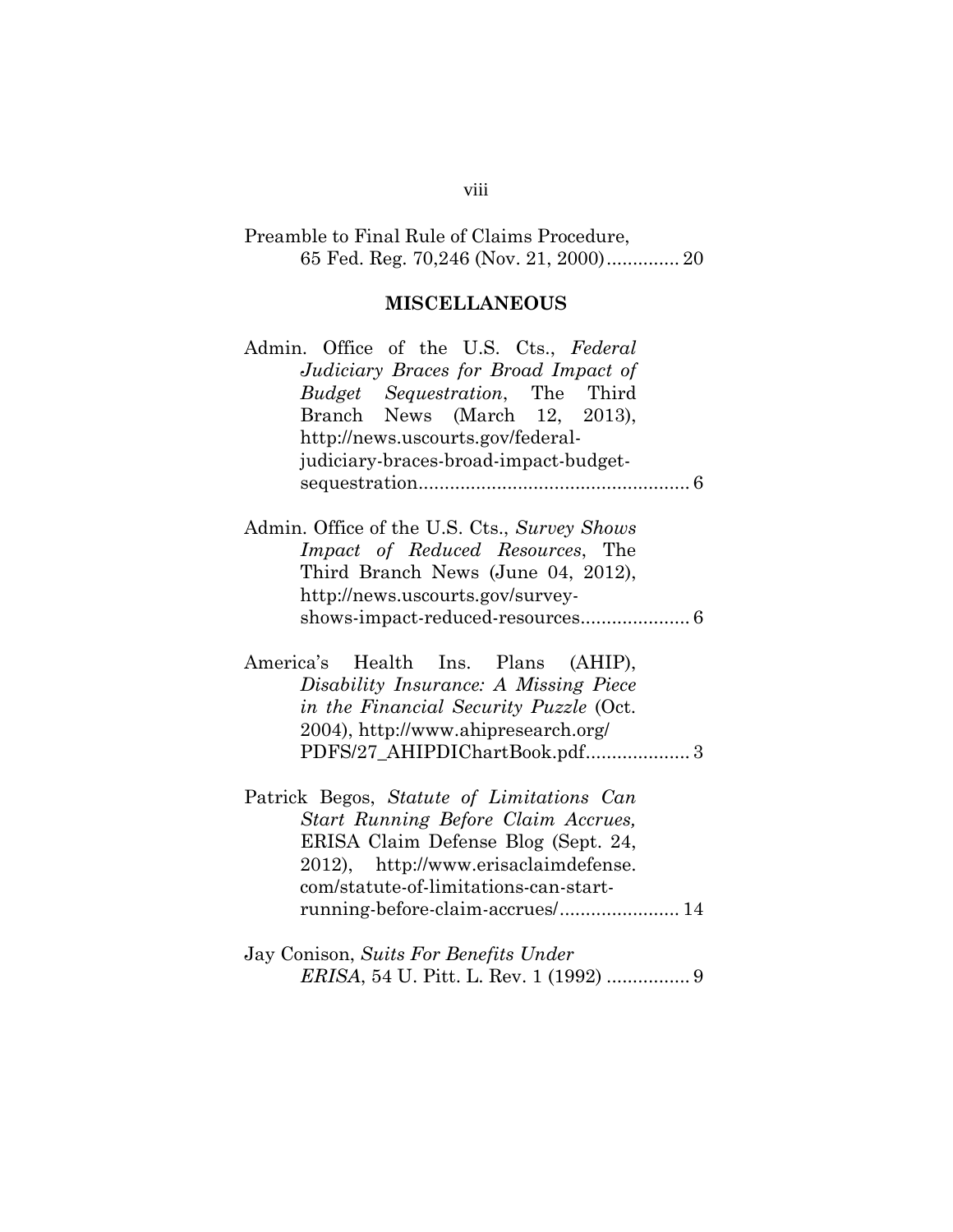Preamble to Final Rule of Claims Procedure, 65 Fed. Reg. 70,246 (Nov. 21, 2000).............. 20

## MISCELLANEOUS

Admin. Office of the U.S. Cts., *Federal Judiciary Braces for Broad Impact of Budget Sequestration*, The Third Branch News (March 12, 2013), http://news.uscourts.gov/federal-judiciary-braces-broad-impact-budget-sequestration.................................................... 6

Admin. Office of the U.S. Cts., *Survey Shows Impact of Reduced Resources*, The Third Branch News (June 04, 2012), http://news.uscourts.gov/survey-shows-impact-reduced-resources..................... 6

America's Health Ins. Plans (AHIP), *Disability Insurance: A Missing Piece in the Financial Security Puzzle* (Oct. 2004), http://www.ahipresearch.org/PDFS/27_AHIPDIChartBook.pdf.................... 3

Patrick Begos, *Statute of Limitations Can Start Running Before Claim Accrues,* ERISA Claim Defense Blog (Sept. 24, 2012), http://www.erisaclaimdefense.com/statute-of-limitations-can-start-running-before-claim-accrues/....................... 14

Jay Conison, *Suits For Benefits Under ERISA*, 54 U. Pitt. L. Rev. 1 (1992) ................ 9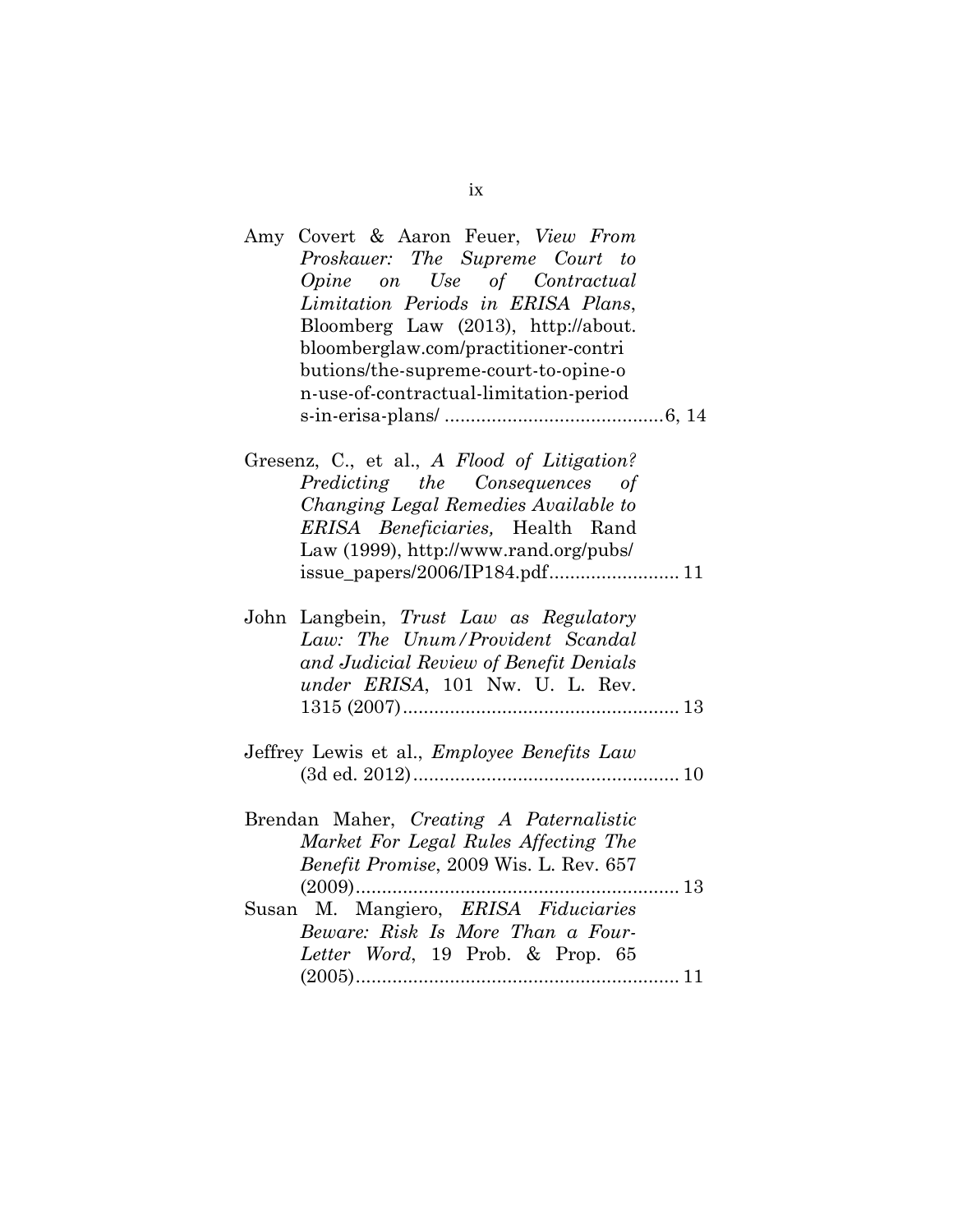Amy Covert & Aaron Feuer, *View From Proskauer: The Supreme Court to Opine on Use of Contractual Limitation Periods in ERISA Plans*, Bloomberg Law (2013), http://about.bloomberglaw.com/practitioner-contributions/the-supreme-court-to-opine-on-use-of-contractual-limitation-periods-in-erisa-plans/ .......................................... 6, 14

Gresenz, C., et al., *A Flood of Litigation? Predicting the Consequences of Changing Legal Remedies Available to ERISA Beneficiaries,* Health Rand Law (1999), http://www.rand.org/pubs/issue_papers/2006/IP184.pdf......................... 11

John Langbein, *Trust Law as Regulatory Law: The Unum/Provident Scandal and Judicial Review of Benefit Denials under ERISA*, 101 Nw. U. L. Rev. 1315 (2007)..................................................... 13

Jeffrey Lewis et al., *Employee Benefits Law* (3d ed. 2012)................................................... 10

Brendan Maher, *Creating A Paternalistic Market For Legal Rules Affecting The Benefit Promise*, 2009 Wis. L. Rev. 657 (2009).............................................................. 13

Susan M. Mangiero, *ERISA Fiduciaries Beware: Risk Is More Than a Four-Letter Word*, 19 Prob. & Prop. 65 (2005).............................................................. 11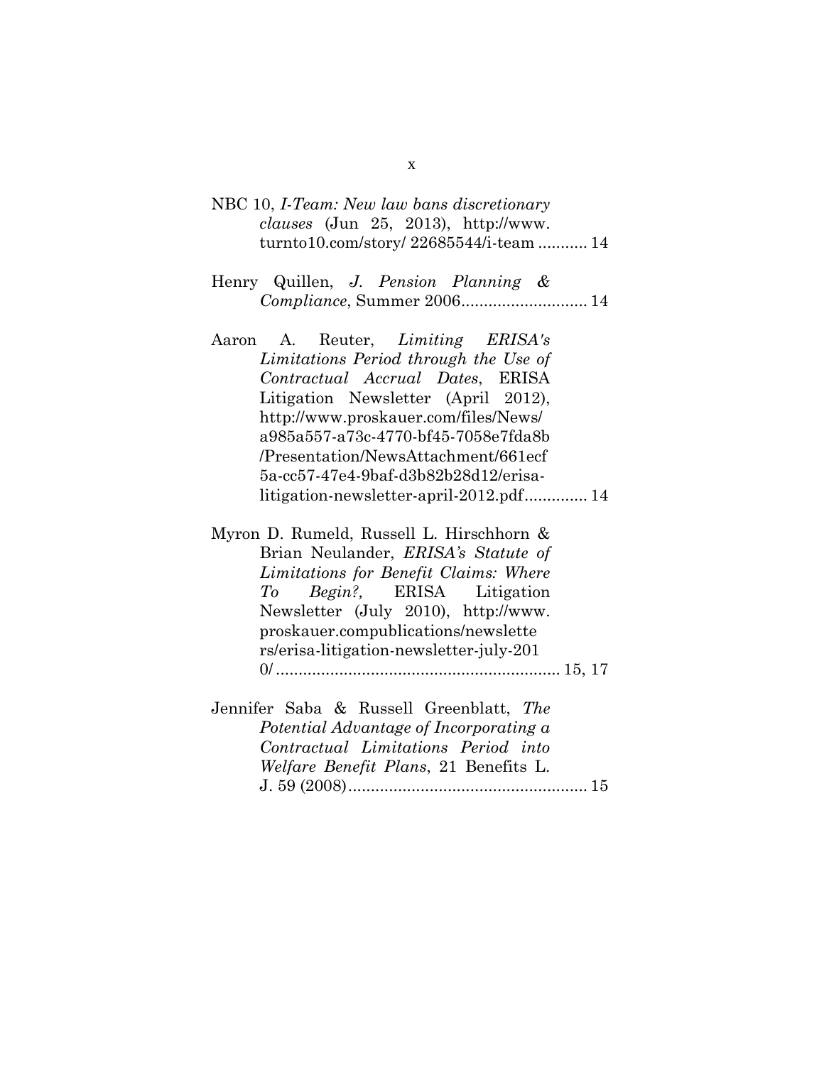NBC 10, *I-Team: New law bans discretionary clauses* (Jun 25, 2013), http://www.turnto10.com/story/ 22685544/i-team ........... 14

Henry Quillen, *J. Pension Planning & Compliance*, Summer 2006............................ 14

Aaron A. Reuter, *Limiting ERISA's Limitations Period through the Use of Contractual Accrual Dates*, ERISA Litigation Newsletter (April 2012), http://www.proskauer.com/files/News/a985a557-a73c-4770-bf45-7058e7fda8b/Presentation/NewsAttachment/661ecf5a-cc57-47e4-9baf-d3b82b28d12/erisa-litigation-newsletter-april-2012.pdf.............. 14

Myron D. Rumeld, Russell L. Hirschhorn & Brian Neulander, *ERISA's Statute of Limitations for Benefit Claims: Where To Begin?,* ERISA Litigation Newsletter (July 2010), http://www.proskauer.compublications/newsletters/erisa-litigation-newsletter-july-2010/ .............................................................. 15, 17

Jennifer Saba & Russell Greenblatt, *The Potential Advantage of Incorporating a Contractual Limitations Period into Welfare Benefit Plans*, 21 Benefits L. J. 59 (2008)..................................................... 15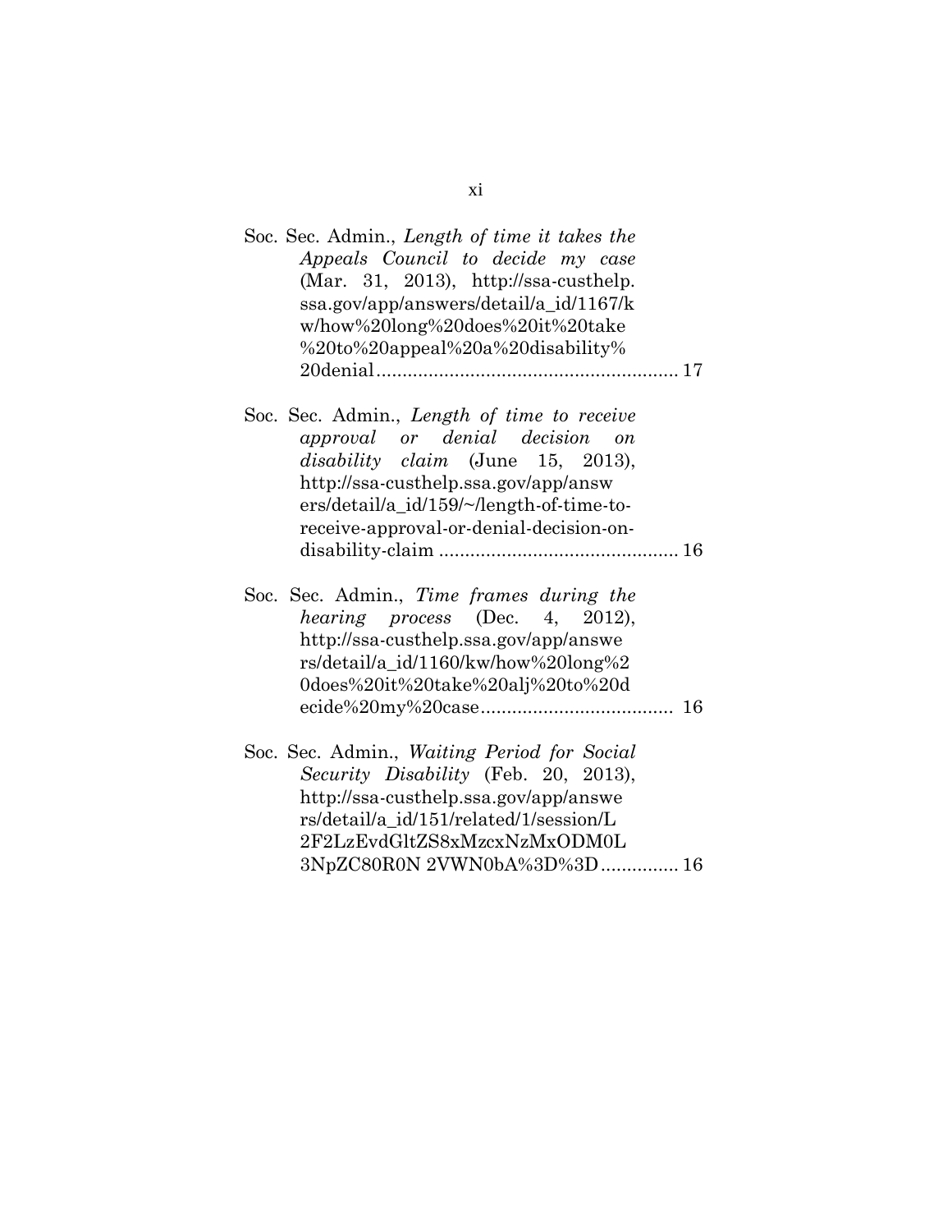Soc. Sec. Admin., *Length of time it takes the Appeals Council to decide my case* (Mar. 31, 2013), http://ssa-custhelp.ssa.gov/app/answers/detail/a_id/1167/kw/how%20long%20does%20it%20take%20to%20appeal%20a%20disability%20denial ........................................................ 17

Soc. Sec. Admin., *Length of time to receive approval or denial decision on disability claim* (June 15, 2013), http://ssa-custhelp.ssa.gov/app/answers/detail/a_id/159/~/length-of-time-to-receive-approval-or-denial-decision-on-disability-claim ............................................. 16

Soc. Sec. Admin., *Time frames during the hearing process* (Dec. 4, 2012), http://ssa-custhelp.ssa.gov/app/answers/detail/a_id/1160/kw/how%20long%20does%20it%20take%20alj%20to%20decide%20my%20case..................................... 16

Soc. Sec. Admin., *Waiting Period for Social Security Disability* (Feb. 20, 2013), http://ssa-custhelp.ssa.gov/app/answers/detail/a_id/151/related/1/session/L2F2LzEvdGltZS8xMzcxNzMxODM0L3NpZC80R0N 2VWN0bA%3D%3D............... 16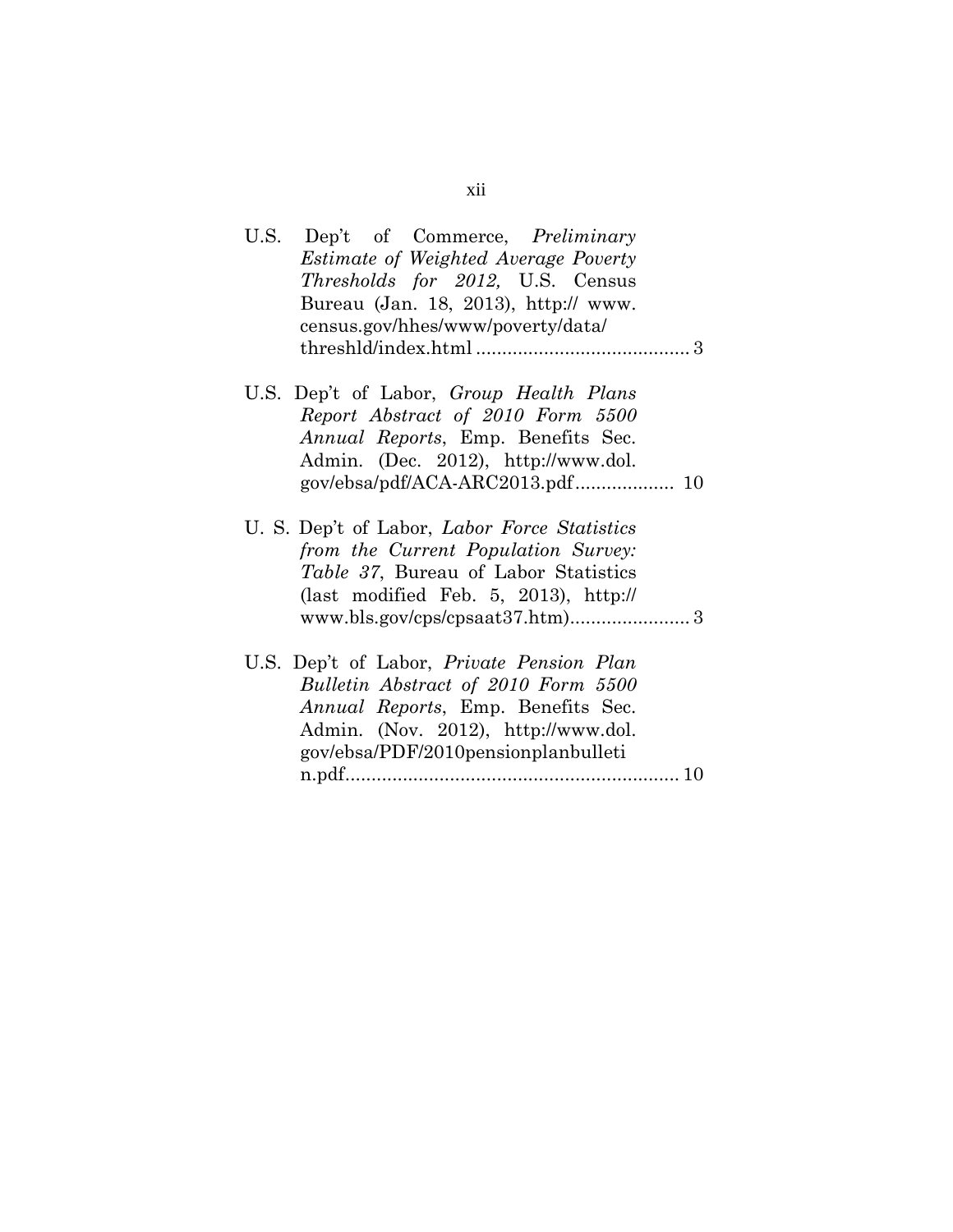U.S. Dep't of Commerce, *Preliminary Estimate of Weighted Average Poverty Thresholds for 2012,* U.S. Census Bureau (Jan. 18, 2013), http:// www.census.gov/hhes/www/poverty/data/threshld/index.html ........................................ 3

U.S. Dep't of Labor, *Group Health Plans Report Abstract of 2010 Form 5500 Annual Reports*, Emp. Benefits Sec. Admin. (Dec. 2012), http://www.dol.gov/ebsa/pdf/ACA-ARC2013.pdf .................. 10

U. S. Dep't of Labor, *Labor Force Statistics from the Current Population Survey: Table 37*, Bureau of Labor Statistics (last modified Feb. 5, 2013), http:// www.bls.gov/cps/cpsaat37.htm)...................... 3

U.S. Dep't of Labor, *Private Pension Plan Bulletin Abstract of 2010 Form 5500 Annual Reports*, Emp. Benefits Sec. Admin. (Nov. 2012), http://www.dol.gov/ebsa/PDF/2010pensionplanbulletin.pdf............................................................... 10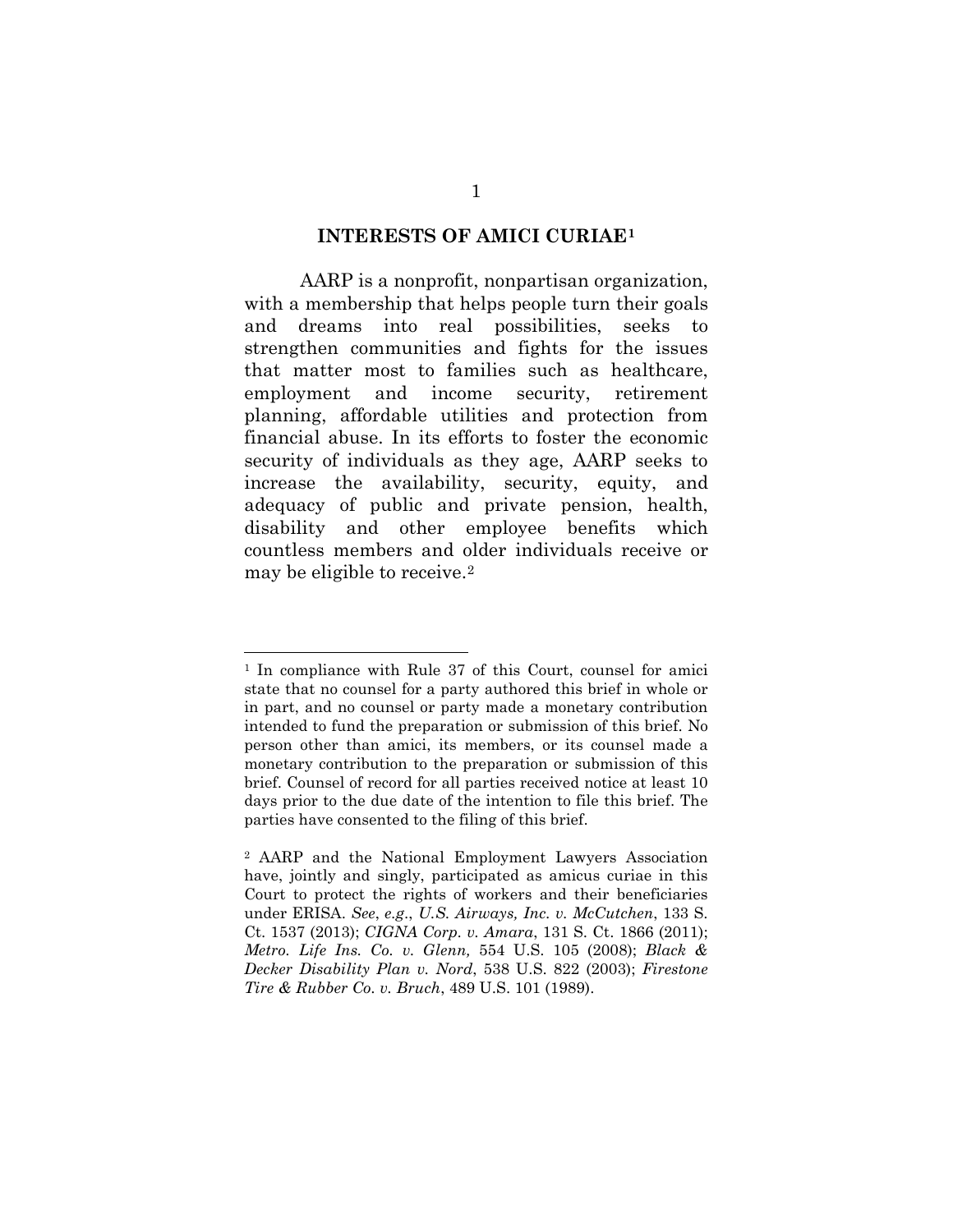## INTERESTS OF AMICI CURIAE[1]

AARP is a nonprofit, nonpartisan organization, with a membership that helps people turn their goals and dreams into real possibilities, seeks to strengthen communities and fights for the issues that matter most to families such as healthcare, employment and income security, retirement planning, affordable utilities and protection from financial abuse. In its efforts to foster the economic security of individuals as they age, AARP seeks to increase the availability, security, equity, and adequacy of public and private pension, health, disability and other employee benefits which countless members and older individuals receive or may be eligible to receive.[2]

---

[1] In compliance with Rule 37 of this Court, counsel for amici state that no counsel for a party authored this brief in whole or in part, and no counsel or party made a monetary contribution intended to fund the preparation or submission of this brief. No person other than amici, its members, or its counsel made a monetary contribution to the preparation or submission of this brief. Counsel of record for all parties received notice at least 10 days prior to the due date of the intention to file this brief. The parties have consented to the filing of this brief.

[2] AARP and the National Employment Lawyers Association have, jointly and singly, participated as amicus curiae in this Court to protect the rights of workers and their beneficiaries under ERISA. *See*, *e.g*., *U.S. Airways, Inc. v. McCutchen*, 133 S. Ct. 1537 (2013); *CIGNA Corp. v. Amara*, 131 S. Ct. 1866 (2011); *Metro. Life Ins. Co. v. Glenn,* 554 U.S. 105 (2008); *Black & Decker Disability Plan v. Nord*, 538 U.S. 822 (2003); *Firestone Tire & Rubber Co. v. Bruch*, 489 U.S. 101 (1989).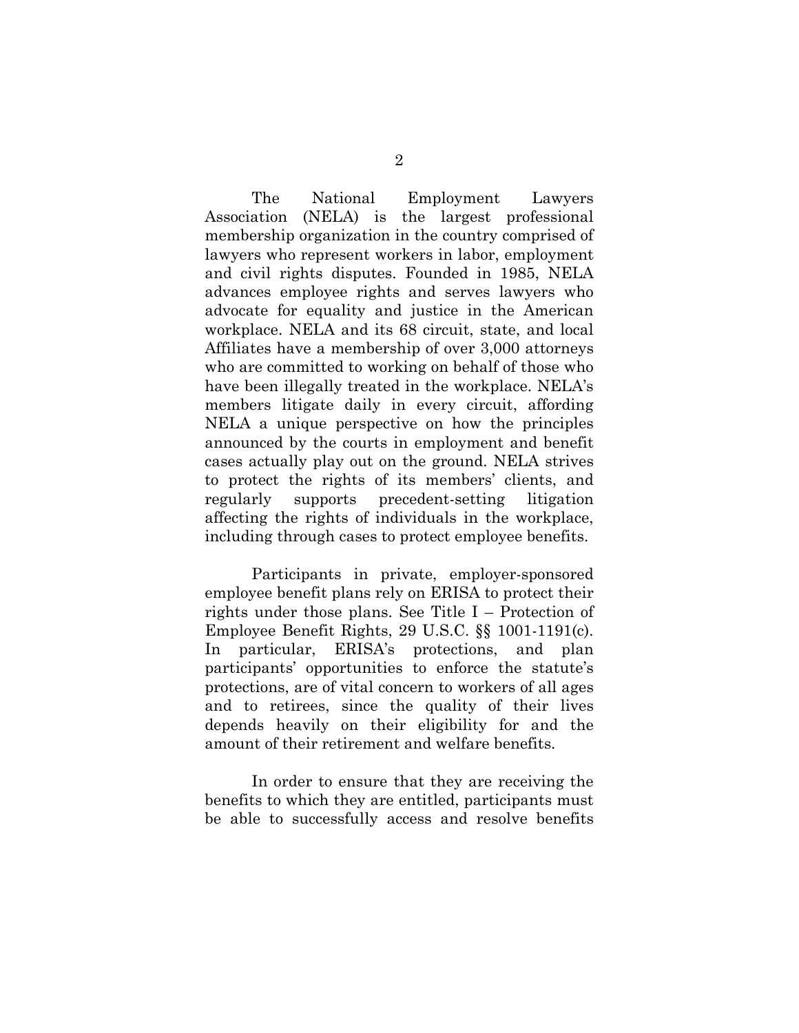The National Employment Lawyers Association (NELA) is the largest professional membership organization in the country comprised of lawyers who represent workers in labor, employment and civil rights disputes. Founded in 1985, NELA advances employee rights and serves lawyers who advocate for equality and justice in the American workplace. NELA and its 68 circuit, state, and local Affiliates have a membership of over 3,000 attorneys who are committed to working on behalf of those who have been illegally treated in the workplace. NELA's members litigate daily in every circuit, affording NELA a unique perspective on how the principles announced by the courts in employment and benefit cases actually play out on the ground. NELA strives to protect the rights of its members' clients, and regularly supports precedent-setting litigation affecting the rights of individuals in the workplace, including through cases to protect employee benefits.

Participants in private, employer-sponsored employee benefit plans rely on ERISA to protect their rights under those plans. See Title I – Protection of Employee Benefit Rights, 29 U.S.C. §§ 1001-1191(c). In particular, ERISA's protections, and plan participants' opportunities to enforce the statute's protections, are of vital concern to workers of all ages and to retirees, since the quality of their lives depends heavily on their eligibility for and the amount of their retirement and welfare benefits.

In order to ensure that they are receiving the benefits to which they are entitled, participants must be able to successfully access and resolve benefits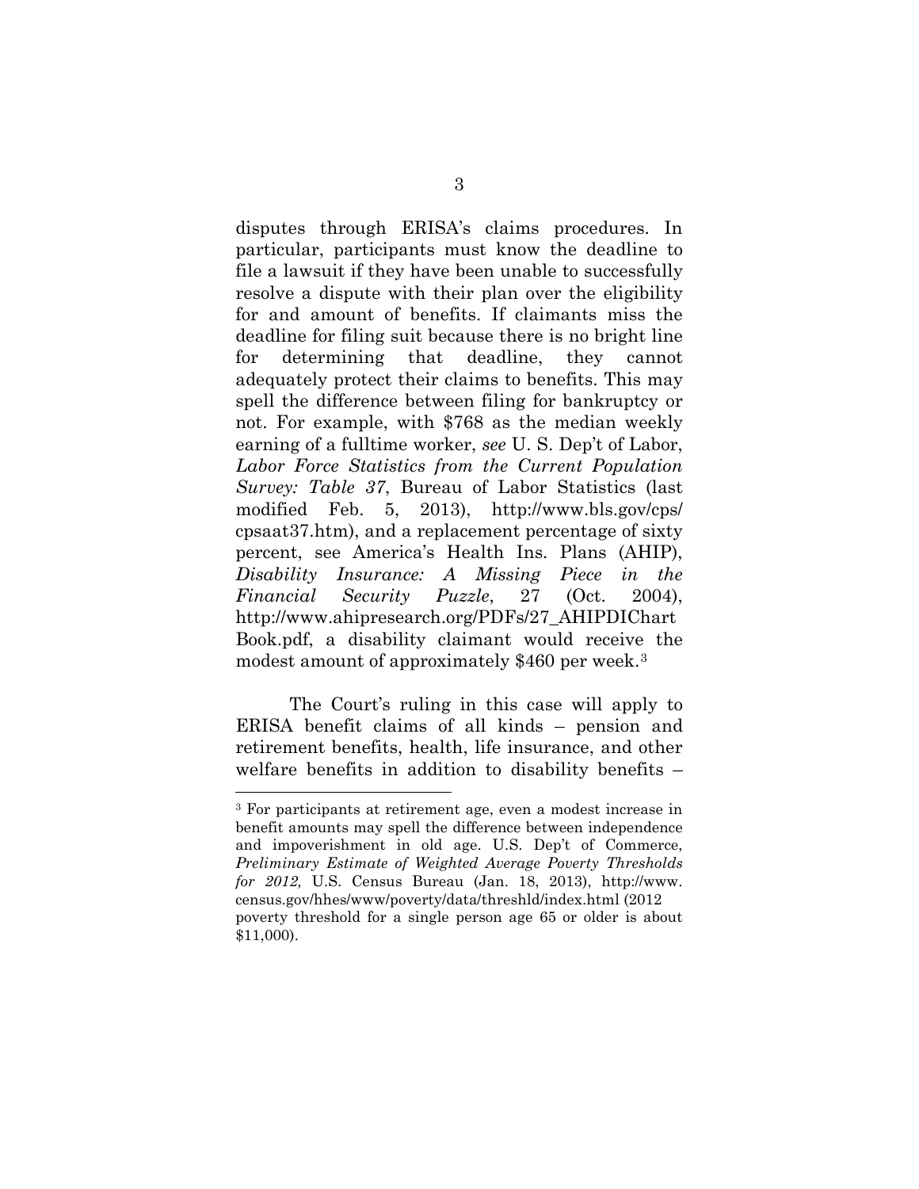disputes through ERISA's claims procedures. In particular, participants must know the deadline to file a lawsuit if they have been unable to successfully resolve a dispute with their plan over the eligibility for and amount of benefits. If claimants miss the deadline for filing suit because there is no bright line for determining that deadline, they cannot adequately protect their claims to benefits. This may spell the difference between filing for bankruptcy or not. For example, with $768 as the median weekly earning of a fulltime worker, *see* U. S. Dep't of Labor, *Labor Force Statistics from the Current Population Survey: Table 37*, Bureau of Labor Statistics (last modified Feb. 5, 2013), http://www.bls.gov/cps/cpsaat37.htm), and a replacement percentage of sixty percent, see America's Health Ins. Plans (AHIP), *Disability Insurance: A Missing Piece in the Financial Security Puzzle*, 27 (Oct. 2004), http://www.ahipresearch.org/PDFs/27_AHIPDIChartBook.pdf, a disability claimant would receive the modest amount of approximately $460 per week.[3]

The Court's ruling in this case will apply to ERISA benefit claims of all kinds – pension and retirement benefits, health, life insurance, and other welfare benefits in addition to disability benefits –

---

[3] For participants at retirement age, even a modest increase in benefit amounts may spell the difference between independence and impoverishment in old age. U.S. Dep't of Commerce, *Preliminary Estimate of Weighted Average Poverty Thresholds for 2012,* U.S. Census Bureau (Jan. 18, 2013), http://www.census.gov/hhes/www/poverty/data/threshld/index.html (2012 poverty threshold for a single person age 65 or older is about $11,000).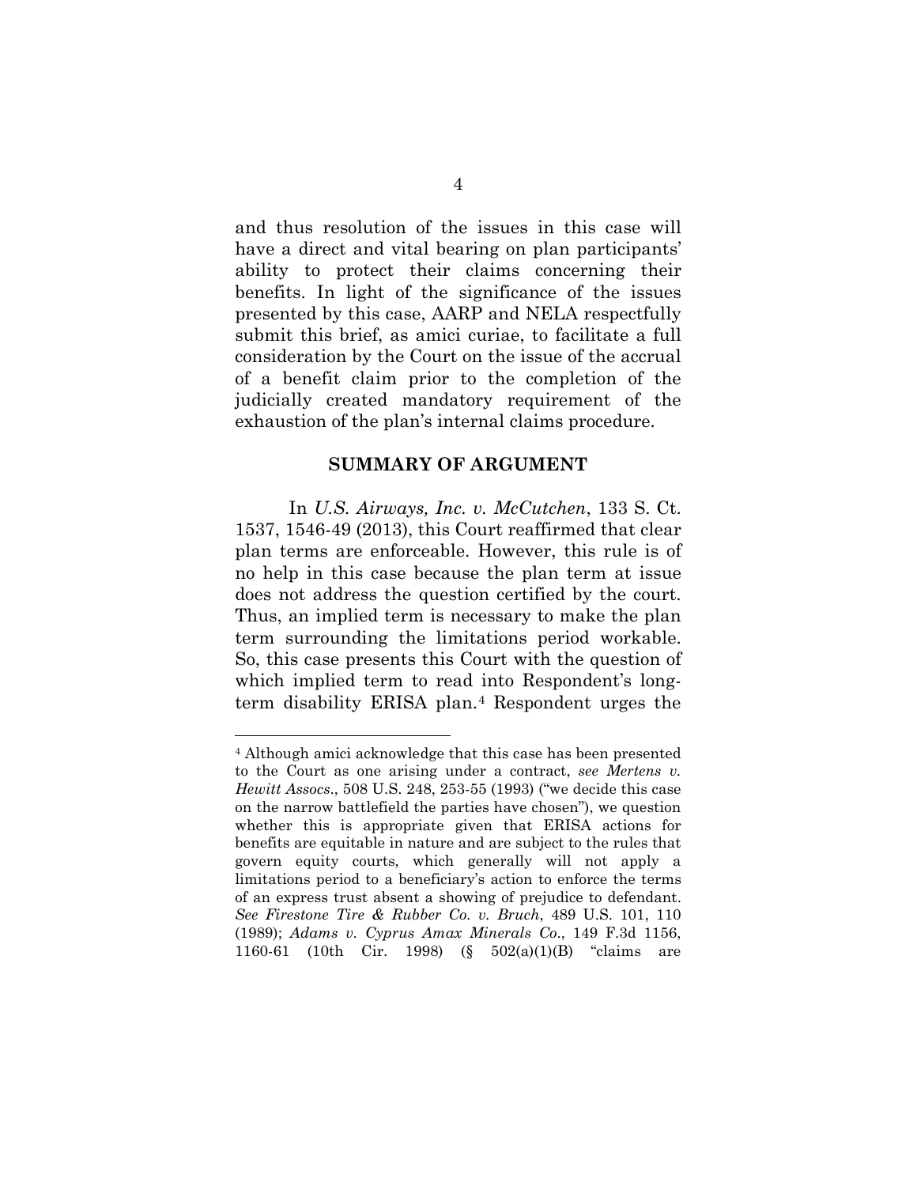and thus resolution of the issues in this case will have a direct and vital bearing on plan participants' ability to protect their claims concerning their benefits. In light of the significance of the issues presented by this case, AARP and NELA respectfully submit this brief, as amici curiae, to facilitate a full consideration by the Court on the issue of the accrual of a benefit claim prior to the completion of the judicially created mandatory requirement of the exhaustion of the plan's internal claims procedure.

## SUMMARY OF ARGUMENT

In *U.S. Airways, Inc. v. McCutchen*, 133 S. Ct. 1537, 1546-49 (2013), this Court reaffirmed that clear plan terms are enforceable. However, this rule is of no help in this case because the plan term at issue does not address the question certified by the court. Thus, an implied term is necessary to make the plan term surrounding the limitations period workable. So, this case presents this Court with the question of which implied term to read into Respondent's long-term disability ERISA plan.[4] Respondent urges the

[4] Although amici acknowledge that this case has been presented to the Court as one arising under a contract, *see Mertens v. Hewitt Assocs.*, 508 U.S. 248, 253-55 (1993) ("we decide this case on the narrow battlefield the parties have chosen"), we question whether this is appropriate given that ERISA actions for benefits are equitable in nature and are subject to the rules that govern equity courts, which generally will not apply a limitations period to a beneficiary's action to enforce the terms of an express trust absent a showing of prejudice to defendant. *See Firestone Tire & Rubber Co. v. Bruch*, 489 U.S. 101, 110 (1989); *Adams v. Cyprus Amax Minerals Co.*, 149 F.3d 1156, 1160-61 (10th Cir. 1998) (§ 502(a)(1)(B) "claims are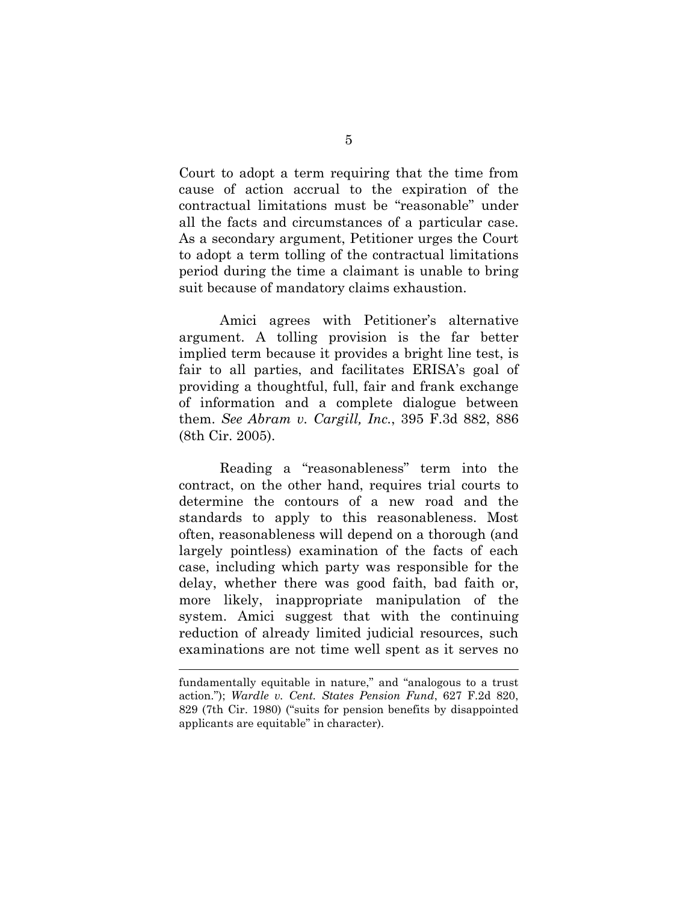Court to adopt a term requiring that the time from cause of action accrual to the expiration of the contractual limitations must be "reasonable" under all the facts and circumstances of a particular case. As a secondary argument, Petitioner urges the Court to adopt a term tolling of the contractual limitations period during the time a claimant is unable to bring suit because of mandatory claims exhaustion.

Amici agrees with Petitioner's alternative argument. A tolling provision is the far better implied term because it provides a bright line test, is fair to all parties, and facilitates ERISA's goal of providing a thoughtful, full, fair and frank exchange of information and a complete dialogue between them. *See Abram v. Cargill, Inc.*, 395 F.3d 882, 886 (8th Cir. 2005).

Reading a "reasonableness" term into the contract, on the other hand, requires trial courts to determine the contours of a new road and the standards to apply to this reasonableness. Most often, reasonableness will depend on a thorough (and largely pointless) examination of the facts of each case, including which party was responsible for the delay, whether there was good faith, bad faith or, more likely, inappropriate manipulation of the system. Amici suggest that with the continuing reduction of already limited judicial resources, such examinations are not time well spent as it serves no

---

fundamentally equitable in nature," and "analogous to a trust action."); *Wardle v. Cent. States Pension Fund*, 627 F.2d 820, 829 (7th Cir. 1980) ("suits for pension benefits by disappointed applicants are equitable" in character).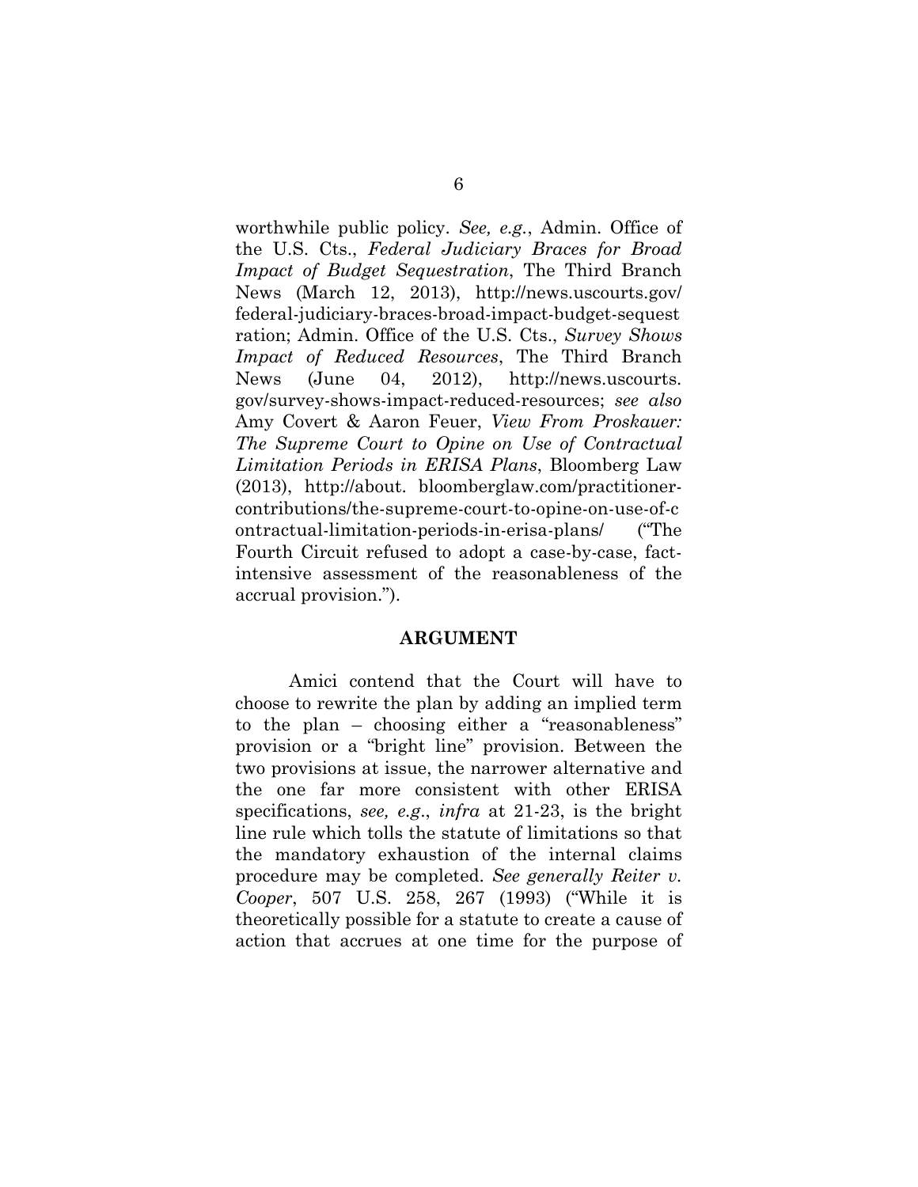worthwhile public policy. *See, e.g.*, Admin. Office of the U.S. Cts., *Federal Judiciary Braces for Broad Impact of Budget Sequestration*, The Third Branch News (March 12, 2013), http://news.uscourts.gov/federal-judiciary-braces-broad-impact-budget-sequestration; Admin. Office of the U.S. Cts., *Survey Shows Impact of Reduced Resources*, The Third Branch News (June 04, 2012), http://news.uscourts.gov/survey-shows-impact-reduced-resources; *see also* Amy Covert & Aaron Feuer, *View From Proskauer: The Supreme Court to Opine on Use of Contractual Limitation Periods in ERISA Plans*, Bloomberg Law (2013), http://about.bloomberglaw.com/practitioner-contributions/the-supreme-court-to-opine-on-use-of-contractual-limitation-periods-in-erisa-plans/ ("The Fourth Circuit refused to adopt a case-by-case, fact-intensive assessment of the reasonableness of the accrual provision.").

## ARGUMENT

Amici contend that the Court will have to choose to rewrite the plan by adding an implied term to the plan – choosing either a "reasonableness" provision or a "bright line" provision. Between the two provisions at issue, the narrower alternative and the one far more consistent with other ERISA specifications, *see, e.g.*, *infra* at 21-23, is the bright line rule which tolls the statute of limitations so that the mandatory exhaustion of the internal claims procedure may be completed. *See generally Reiter v. Cooper*, 507 U.S. 258, 267 (1993) ("While it is theoretically possible for a statute to create a cause of action that accrues at one time for the purpose of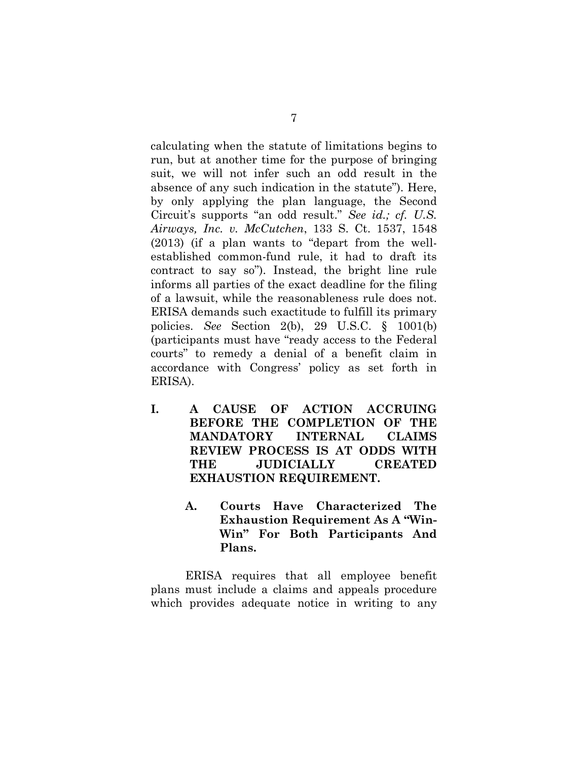calculating when the statute of limitations begins to run, but at another time for the purpose of bringing suit, we will not infer such an odd result in the absence of any such indication in the statute"). Here, by only applying the plan language, the Second Circuit's supports "an odd result." *See id.; cf. U.S. Airways, Inc. v. McCutchen*, 133 S. Ct. 1537, 1548 (2013) (if a plan wants to "depart from the well-established common-fund rule, it had to draft its contract to say so"). Instead, the bright line rule informs all parties of the exact deadline for the filing of a lawsuit, while the reasonableness rule does not. ERISA demands such exactitude to fulfill its primary policies. *See* Section 2(b), 29 U.S.C. § 1001(b) (participants must have "ready access to the Federal courts" to remedy a denial of a benefit claim in accordance with Congress' policy as set forth in ERISA).

## I. A CAUSE OF ACTION ACCRUING BEFORE THE COMPLETION OF THE MANDATORY INTERNAL CLAIMS REVIEW PROCESS IS AT ODDS WITH THE JUDICIALLY CREATED EXHAUSTION REQUIREMENT.

### A. Courts Have Characterized The Exhaustion Requirement As A "Win-Win" For Both Participants And Plans.

ERISA requires that all employee benefit plans must include a claims and appeals procedure which provides adequate notice in writing to any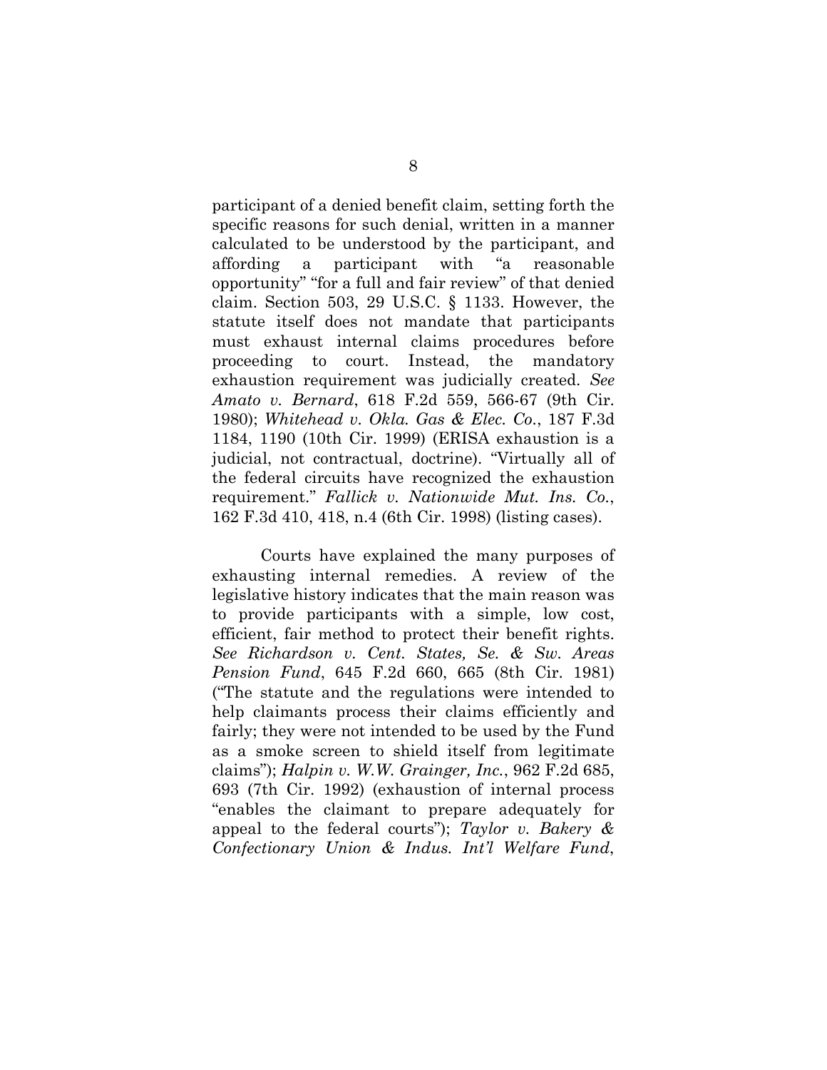participant of a denied benefit claim, setting forth the specific reasons for such denial, written in a manner calculated to be understood by the participant, and affording a participant with "a reasonable opportunity" "for a full and fair review" of that denied claim. Section 503, 29 U.S.C. § 1133. However, the statute itself does not mandate that participants must exhaust internal claims procedures before proceeding to court. Instead, the mandatory exhaustion requirement was judicially created. *See Amato v. Bernard*, 618 F.2d 559, 566-67 (9th Cir. 1980); *Whitehead v. Okla. Gas & Elec. Co.*, 187 F.3d 1184, 1190 (10th Cir. 1999) (ERISA exhaustion is a judicial, not contractual, doctrine). "Virtually all of the federal circuits have recognized the exhaustion requirement." *Fallick v. Nationwide Mut. Ins. Co.*, 162 F.3d 410, 418, n.4 (6th Cir. 1998) (listing cases).

Courts have explained the many purposes of exhausting internal remedies. A review of the legislative history indicates that the main reason was to provide participants with a simple, low cost, efficient, fair method to protect their benefit rights. *See Richardson v. Cent. States, Se. & Sw. Areas Pension Fund*, 645 F.2d 660, 665 (8th Cir. 1981) ("The statute and the regulations were intended to help claimants process their claims efficiently and fairly; they were not intended to be used by the Fund as a smoke screen to shield itself from legitimate claims"); *Halpin v. W.W. Grainger, Inc.*, 962 F.2d 685, 693 (7th Cir. 1992) (exhaustion of internal process "enables the claimant to prepare adequately for appeal to the federal courts"); *Taylor v. Bakery & Confectionary Union & Indus. Int'l Welfare Fund*,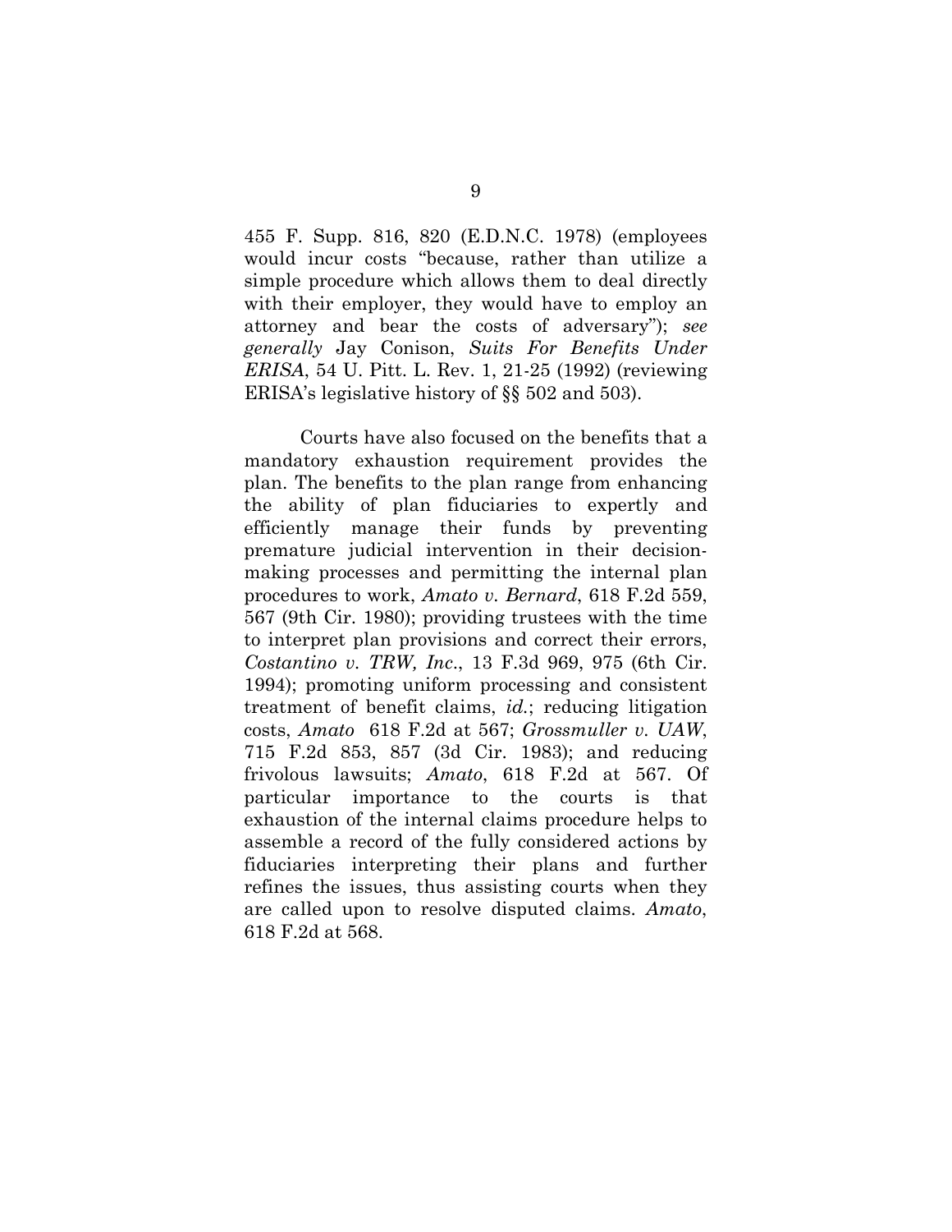455 F. Supp. 816, 820 (E.D.N.C. 1978) (employees would incur costs "because, rather than utilize a simple procedure which allows them to deal directly with their employer, they would have to employ an attorney and bear the costs of adversary"); *see generally* Jay Conison, *Suits For Benefits Under ERISA*, 54 U. Pitt. L. Rev. 1, 21-25 (1992) (reviewing ERISA's legislative history of §§ 502 and 503).

Courts have also focused on the benefits that a mandatory exhaustion requirement provides the plan. The benefits to the plan range from enhancing the ability of plan fiduciaries to expertly and efficiently manage their funds by preventing premature judicial intervention in their decision-making processes and permitting the internal plan procedures to work, *Amato v. Bernard*, 618 F.2d 559, 567 (9th Cir. 1980); providing trustees with the time to interpret plan provisions and correct their errors, *Costantino v. TRW, Inc*., 13 F.3d 969, 975 (6th Cir. 1994); promoting uniform processing and consistent treatment of benefit claims, *id.*; reducing litigation costs, *Amato* 618 F.2d at 567; *Grossmuller v. UAW*, 715 F.2d 853, 857 (3d Cir. 1983); and reducing frivolous lawsuits; *Amato*, 618 F.2d at 567. Of particular importance to the courts is that exhaustion of the internal claims procedure helps to assemble a record of the fully considered actions by fiduciaries interpreting their plans and further refines the issues, thus assisting courts when they are called upon to resolve disputed claims. *Amato*, 618 F.2d at 568.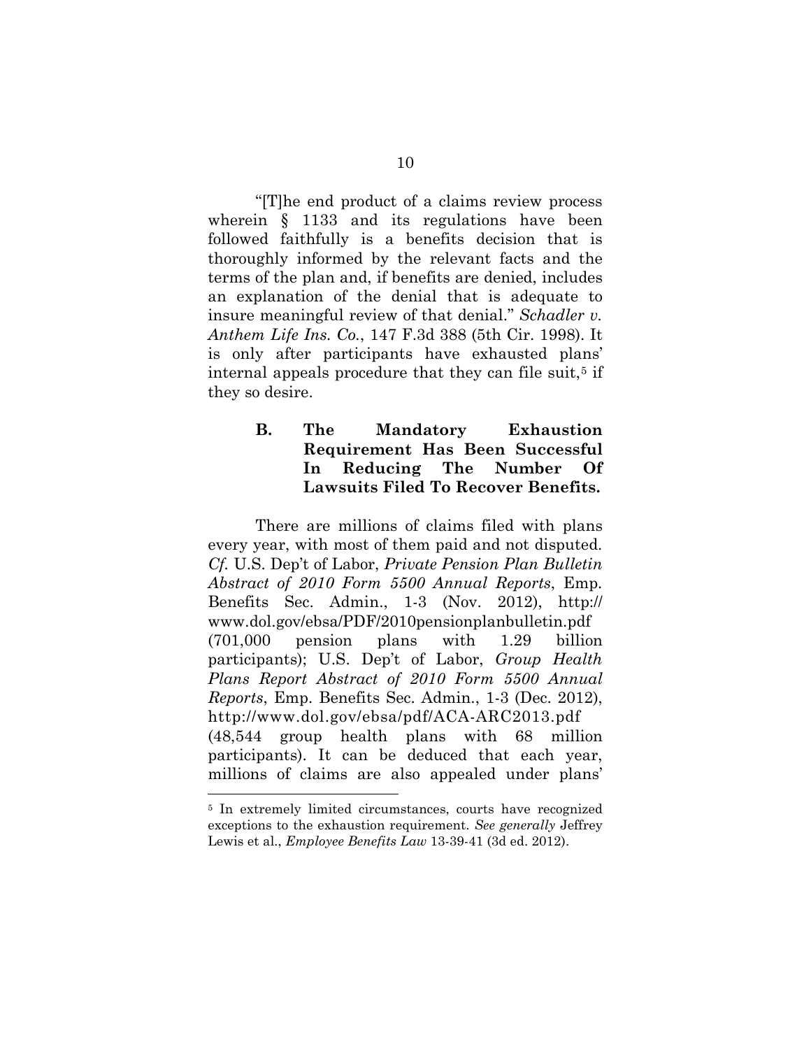"[T]he end product of a claims review process wherein § 1133 and its regulations have been followed faithfully is a benefits decision that is thoroughly informed by the relevant facts and the terms of the plan and, if benefits are denied, includes an explanation of the denial that is adequate to insure meaningful review of that denial." *Schadler v. Anthem Life Ins. Co.*, 147 F.3d 388 (5th Cir. 1998). It is only after participants have exhausted plans' internal appeals procedure that they can file suit,[5] if they so desire.

### B. The Mandatory Exhaustion Requirement Has Been Successful In Reducing The Number Of Lawsuits Filed To Recover Benefits.

There are millions of claims filed with plans every year, with most of them paid and not disputed. *Cf.* U.S. Dep't of Labor, *Private Pension Plan Bulletin Abstract of 2010 Form 5500 Annual Reports*, Emp. Benefits Sec. Admin., 1-3 (Nov. 2012), http://www.dol.gov/ebsa/PDF/2010pensionplanbulletin.pdf (701,000 pension plans with 1.29 billion participants); U.S. Dep't of Labor, *Group Health Plans Report Abstract of 2010 Form 5500 Annual Reports*, Emp. Benefits Sec. Admin., 1-3 (Dec. 2012), http://www.dol.gov/ebsa/pdf/ACA-ARC2013.pdf (48,544 group health plans with 68 million participants). It can be deduced that each year, millions of claims are also appealed under plans'

---

[5] In extremely limited circumstances, courts have recognized exceptions to the exhaustion requirement. *See generally* Jeffrey Lewis et al., *Employee Benefits Law* 13-39-41 (3d ed. 2012).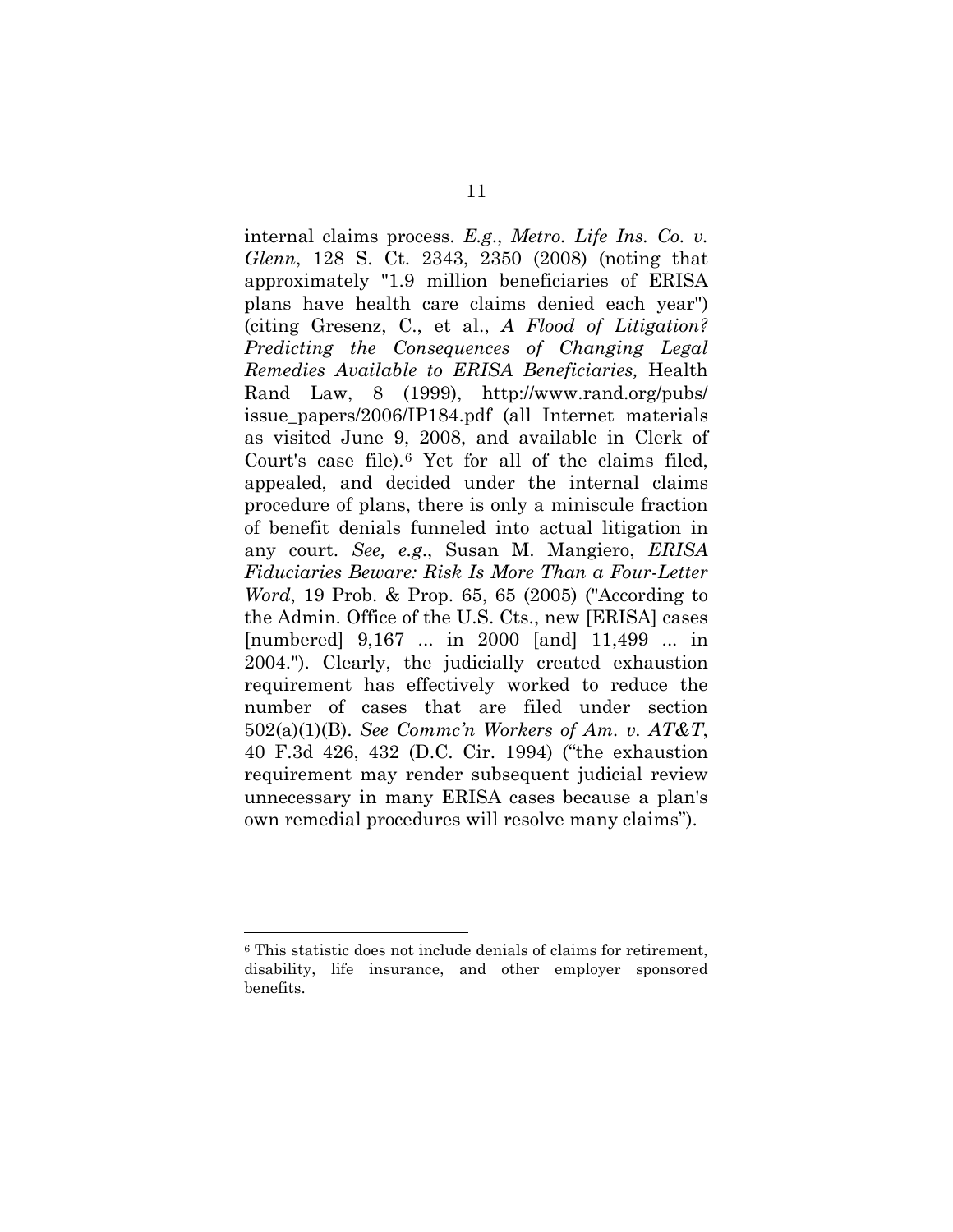internal claims process. *E.g.*, *Metro. Life Ins. Co. v. Glenn*, 128 S. Ct. 2343, 2350 (2008) (noting that approximately "1.9 million beneficiaries of ERISA plans have health care claims denied each year") (citing Gresenz, C., et al., *A Flood of Litigation? Predicting the Consequences of Changing Legal Remedies Available to ERISA Beneficiaries,* Health Rand Law, 8 (1999), http://www.rand.org/pubs/issue_papers/2006/IP184.pdf (all Internet materials as visited June 9, 2008, and available in Clerk of Court's case file).[6] Yet for all of the claims filed, appealed, and decided under the internal claims procedure of plans, there is only a miniscule fraction of benefit denials funneled into actual litigation in any court. *See, e.g.*, Susan M. Mangiero, *ERISA Fiduciaries Beware: Risk Is More Than a Four-Letter Word*, 19 Prob. & Prop. 65, 65 (2005) ("According to the Admin. Office of the U.S. Cts., new [ERISA] cases [numbered] 9,167 ... in 2000 [and] 11,499 ... in 2004."). Clearly, the judicially created exhaustion requirement has effectively worked to reduce the number of cases that are filed under section 502(a)(1)(B). *See Commc'n Workers of Am. v. AT&T*, 40 F.3d 426, 432 (D.C. Cir. 1994) ("the exhaustion requirement may render subsequent judicial review unnecessary in many ERISA cases because a plan's own remedial procedures will resolve many claims").

---

[6] This statistic does not include denials of claims for retirement, disability, life insurance, and other employer sponsored benefits.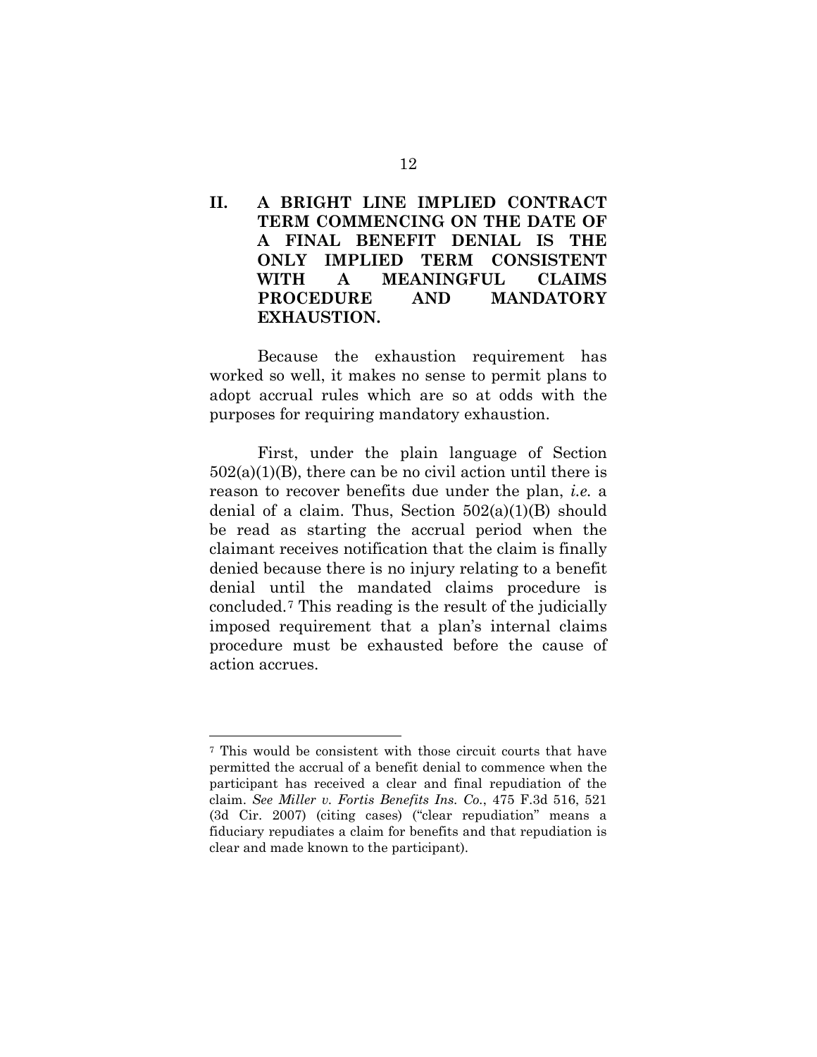## II. A BRIGHT LINE IMPLIED CONTRACT TERM COMMENCING ON THE DATE OF A FINAL BENEFIT DENIAL IS THE ONLY IMPLIED TERM CONSISTENT WITH A MEANINGFUL CLAIMS PROCEDURE AND MANDATORY EXHAUSTION.

Because the exhaustion requirement has worked so well, it makes no sense to permit plans to adopt accrual rules which are so at odds with the purposes for requiring mandatory exhaustion.

First, under the plain language of Section 502(a)(1)(B), there can be no civil action until there is reason to recover benefits due under the plan, *i.e.* a denial of a claim. Thus, Section 502(a)(1)(B) should be read as starting the accrual period when the claimant receives notification that the claim is finally denied because there is no injury relating to a benefit denial until the mandated claims procedure is concluded.[7] This reading is the result of the judicially imposed requirement that a plan's internal claims procedure must be exhausted before the cause of action accrues.

---

[7] This would be consistent with those circuit courts that have permitted the accrual of a benefit denial to commence when the participant has received a clear and final repudiation of the claim. *See Miller v. Fortis Benefits Ins. Co.*, 475 F.3d 516, 521 (3d Cir. 2007) (citing cases) ("clear repudiation" means a fiduciary repudiates a claim for benefits and that repudiation is clear and made known to the participant).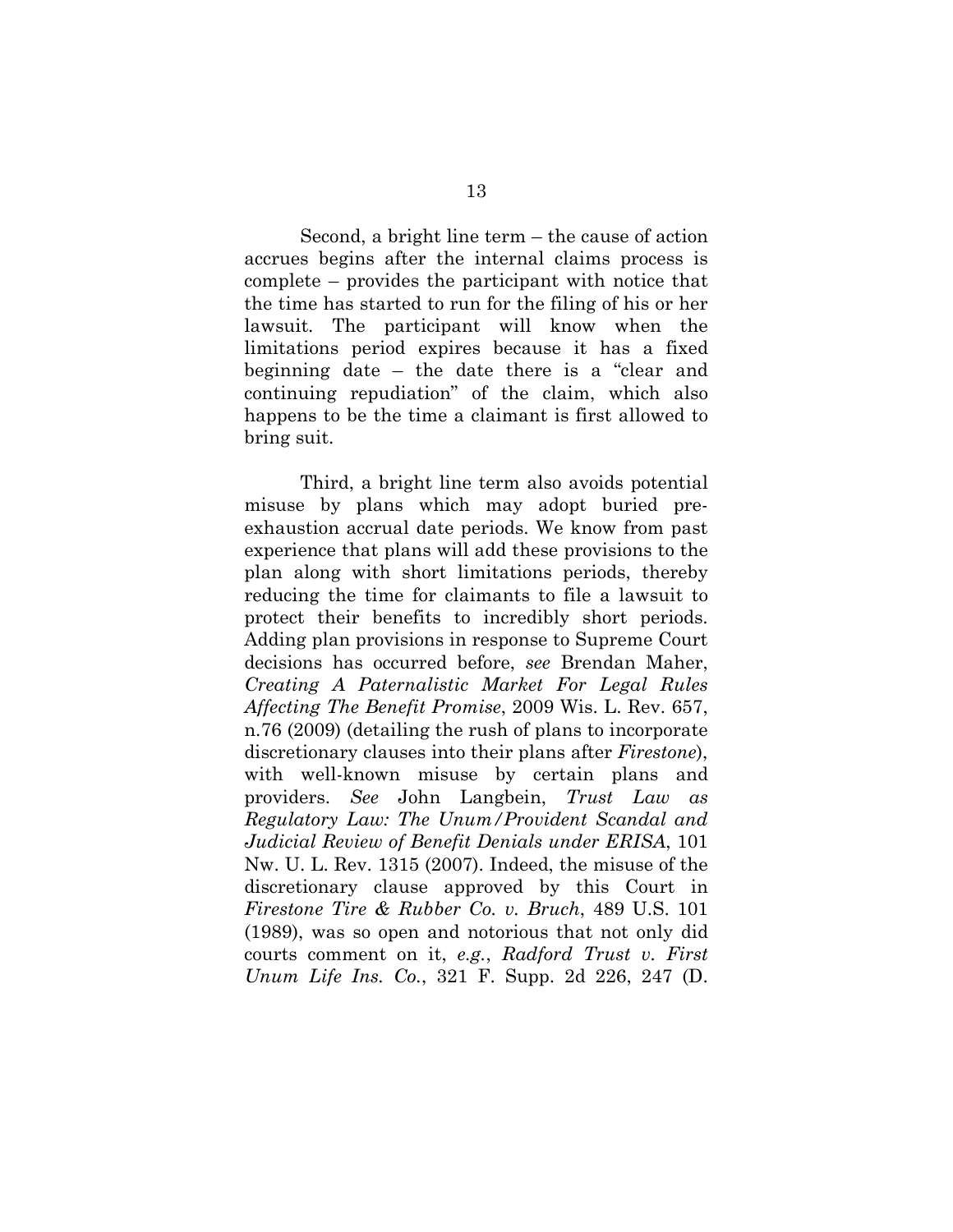Second, a bright line term – the cause of action accrues begins after the internal claims process is complete – provides the participant with notice that the time has started to run for the filing of his or her lawsuit. The participant will know when the limitations period expires because it has a fixed beginning date – the date there is a "clear and continuing repudiation" of the claim, which also happens to be the time a claimant is first allowed to bring suit.

Third, a bright line term also avoids potential misuse by plans which may adopt buried pre-exhaustion accrual date periods. We know from past experience that plans will add these provisions to the plan along with short limitations periods, thereby reducing the time for claimants to file a lawsuit to protect their benefits to incredibly short periods. Adding plan provisions in response to Supreme Court decisions has occurred before, *see* Brendan Maher, *Creating A Paternalistic Market For Legal Rules Affecting The Benefit Promise*, 2009 Wis. L. Rev. 657, n.76 (2009) (detailing the rush of plans to incorporate discretionary clauses into their plans after *Firestone*), with well-known misuse by certain plans and providers. *See* John Langbein, *Trust Law as Regulatory Law: The Unum/Provident Scandal and Judicial Review of Benefit Denials under ERISA*, 101 Nw. U. L. Rev. 1315 (2007). Indeed, the misuse of the discretionary clause approved by this Court in *Firestone Tire & Rubber Co. v. Bruch*, 489 U.S. 101 (1989), was so open and notorious that not only did courts comment on it, *e.g.*, *Radford Trust v. First Unum Life Ins. Co.*, 321 F. Supp. 2d 226, 247 (D.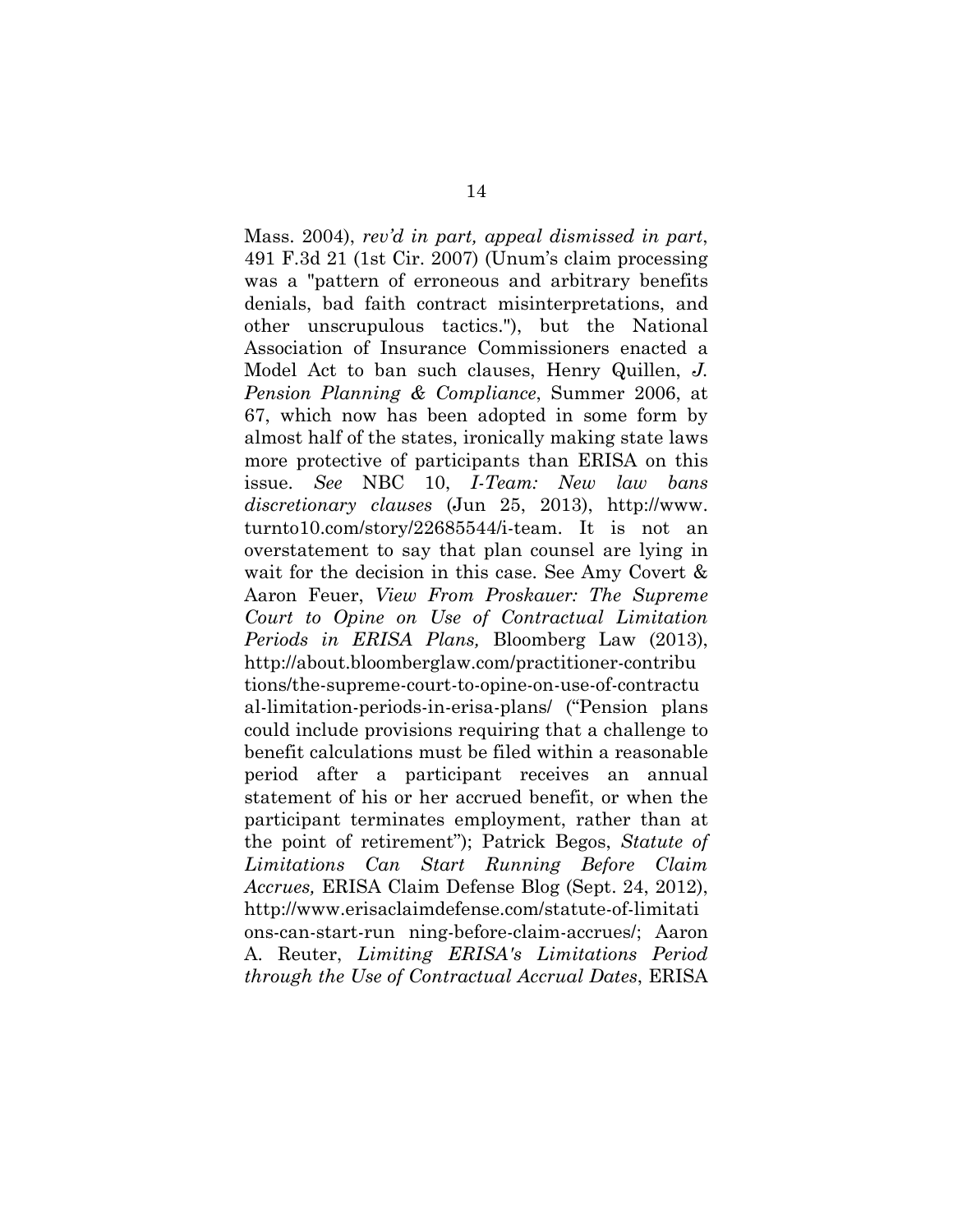Mass. 2004), *rev'd in part, appeal dismissed in part*, 491 F.3d 21 (1st Cir. 2007) (Unum's claim processing was a "pattern of erroneous and arbitrary benefits denials, bad faith contract misinterpretations, and other unscrupulous tactics."), but the National Association of Insurance Commissioners enacted a Model Act to ban such clauses, Henry Quillen, *J. Pension Planning & Compliance*, Summer 2006, at 67, which now has been adopted in some form by almost half of the states, ironically making state laws more protective of participants than ERISA on this issue. *See* NBC 10, *I-Team: New law bans discretionary clauses* (Jun 25, 2013), http://www.turnto10.com/story/22685544/i-team. It is not an overstatement to say that plan counsel are lying in wait for the decision in this case. See Amy Covert & Aaron Feuer, *View From Proskauer: The Supreme Court to Opine on Use of Contractual Limitation Periods in ERISA Plans,* Bloomberg Law (2013), http://about.bloomberglaw.com/practitioner-contributions/the-supreme-court-to-opine-on-use-of-contractual-limitation-periods-in-erisa-plans/ ("Pension plans could include provisions requiring that a challenge to benefit calculations must be filed within a reasonable period after a participant receives an annual statement of his or her accrued benefit, or when the participant terminates employment, rather than at the point of retirement"); Patrick Begos, *Statute of Limitations Can Start Running Before Claim Accrues,* ERISA Claim Defense Blog (Sept. 24, 2012), http://www.erisaclaimdefense.com/statute-of-limitations-can-start-running-before-claim-accrues/; Aaron A. Reuter, *Limiting ERISA's Limitations Period through the Use of Contractual Accrual Dates*, ERISA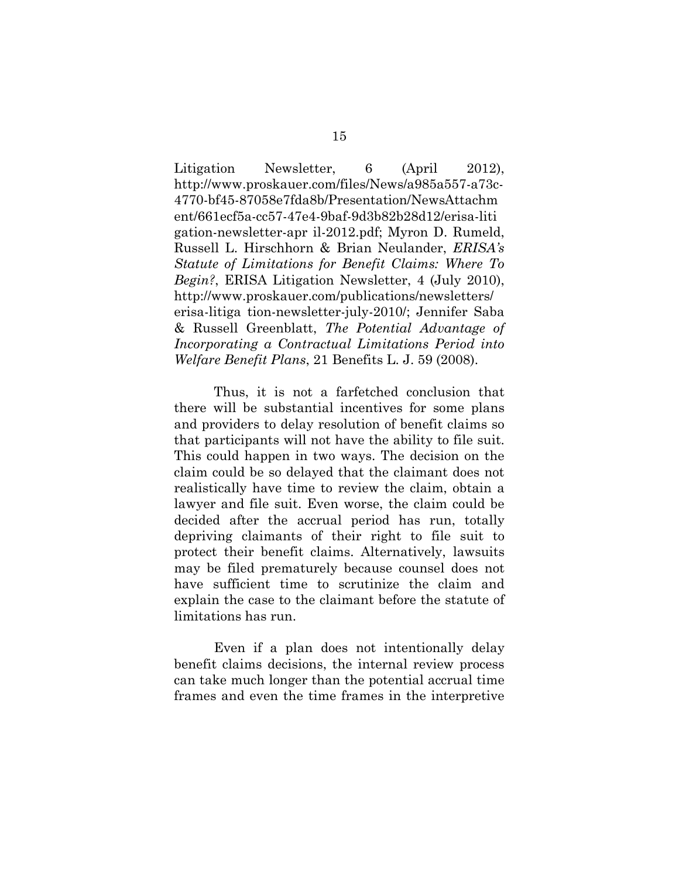Litigation Newsletter, 6 (April 2012), http://www.proskauer.com/files/News/a985a557-a73c-4770-bf45-87058e7fda8b/Presentation/NewsAttachment/661ecf5a-cc57-47e4-9baf-9d3b82b28d12/erisa-litigation-newsletter-apr il-2012.pdf; Myron D. Rumeld, Russell L. Hirschhorn & Brian Neulander, *ERISA's Statute of Limitations for Benefit Claims: Where To Begin?*, ERISA Litigation Newsletter, 4 (July 2010), http://www.proskauer.com/publications/newsletters/erisa-litiga tion-newsletter-july-2010/; Jennifer Saba & Russell Greenblatt, *The Potential Advantage of Incorporating a Contractual Limitations Period into Welfare Benefit Plans*, 21 Benefits L. J. 59 (2008).

Thus, it is not a farfetched conclusion that there will be substantial incentives for some plans and providers to delay resolution of benefit claims so that participants will not have the ability to file suit. This could happen in two ways. The decision on the claim could be so delayed that the claimant does not realistically have time to review the claim, obtain a lawyer and file suit. Even worse, the claim could be decided after the accrual period has run, totally depriving claimants of their right to file suit to protect their benefit claims. Alternatively, lawsuits may be filed prematurely because counsel does not have sufficient time to scrutinize the claim and explain the case to the claimant before the statute of limitations has run.

Even if a plan does not intentionally delay benefit claims decisions, the internal review process can take much longer than the potential accrual time frames and even the time frames in the interpretive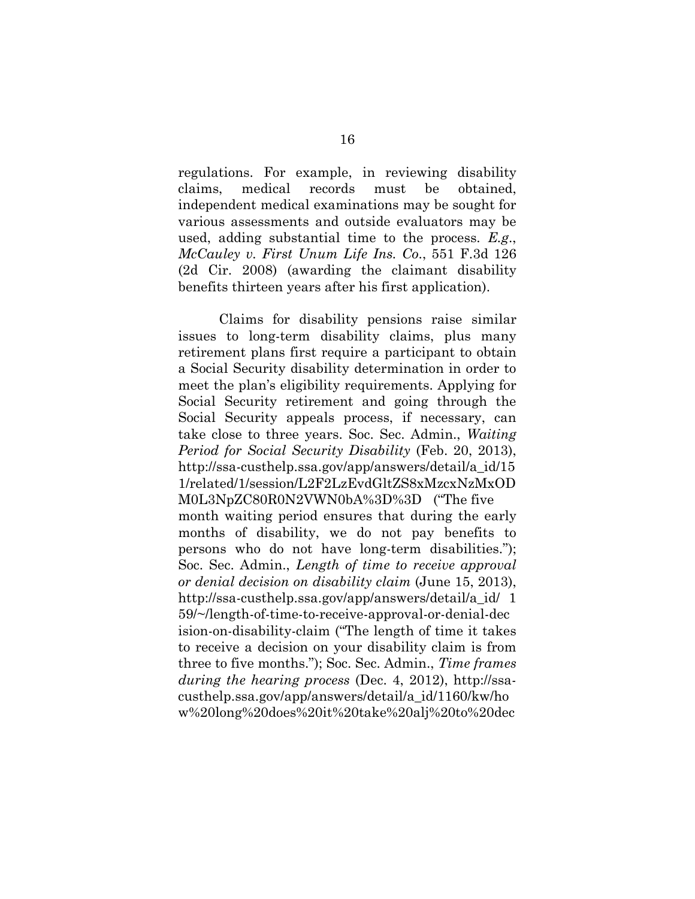regulations. For example, in reviewing disability claims, medical records must be obtained, independent medical examinations may be sought for various assessments and outside evaluators may be used, adding substantial time to the process. *E.g.*, *McCauley v. First Unum Life Ins. Co.*, 551 F.3d 126 (2d Cir. 2008) (awarding the claimant disability benefits thirteen years after his first application).

Claims for disability pensions raise similar issues to long-term disability claims, plus many retirement plans first require a participant to obtain a Social Security disability determination in order to meet the plan's eligibility requirements. Applying for Social Security retirement and going through the Social Security appeals process, if necessary, can take close to three years. Soc. Sec. Admin., *Waiting Period for Social Security Disability* (Feb. 20, 2013), http://ssa-custhelp.ssa.gov/app/answers/detail/a_id/151/related/1/session/L2F2LzEvdGltZS8xMzcxNzMxODM0L3NpZC80R0N2VWN0bA%3D%3D ("The five month waiting period ensures that during the early months of disability, we do not pay benefits to persons who do not have long-term disabilities."); Soc. Sec. Admin., *Length of time to receive approval or denial decision on disability claim* (June 15, 2013), http://ssa-custhelp.ssa.gov/app/answers/detail/a_id/159/~/length-of-time-to-receive-approval-or-denial-decision-on-disability-claim ("The length of time it takes to receive a decision on your disability claim is from three to five months."); Soc. Sec. Admin., *Time frames during the hearing process* (Dec. 4, 2012), http://ssa-custhelp.ssa.gov/app/answers/detail/a_id/1160/kw/how%20long%20does%20it%20take%20alj%20to%20dec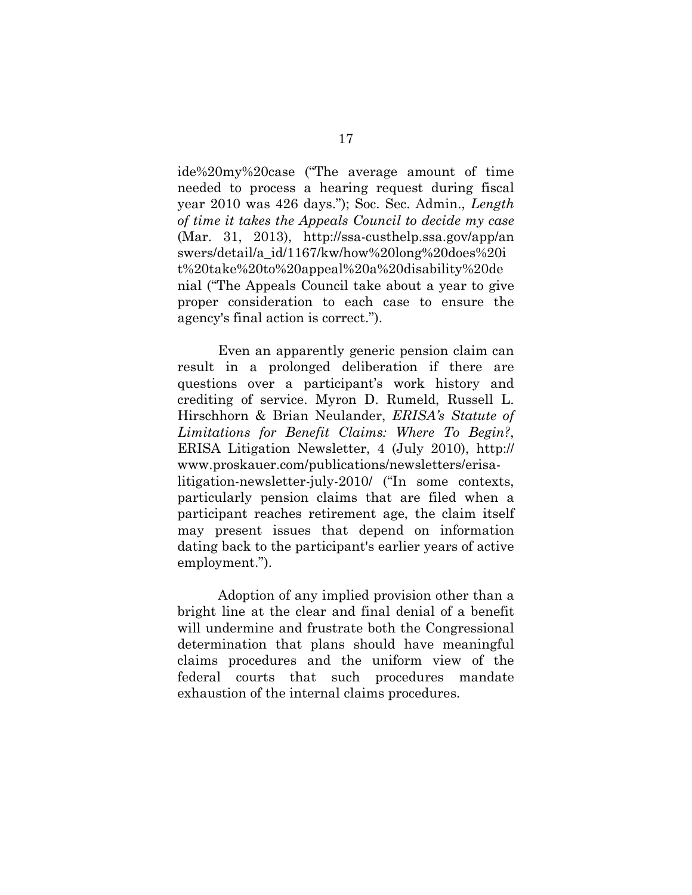ide%20my%20case ("The average amount of time needed to process a hearing request during fiscal year 2010 was 426 days."); Soc. Sec. Admin., *Length of time it takes the Appeals Council to decide my case* (Mar. 31, 2013), http://ssa-custhelp.ssa.gov/app/answers/detail/a_id/1167/kw/how%20long%20does%20it%20take%20to%20appeal%20a%20disability%20denial ("The Appeals Council take about a year to give proper consideration to each case to ensure the agency's final action is correct.").

Even an apparently generic pension claim can result in a prolonged deliberation if there are questions over a participant's work history and crediting of service. Myron D. Rumeld, Russell L. Hirschhorn & Brian Neulander, *ERISA's Statute of Limitations for Benefit Claims: Where To Begin?*, ERISA Litigation Newsletter, 4 (July 2010), http://www.proskauer.com/publications/newsletters/erisa-litigation-newsletter-july-2010/ ("In some contexts, particularly pension claims that are filed when a participant reaches retirement age, the claim itself may present issues that depend on information dating back to the participant's earlier years of active employment.").

Adoption of any implied provision other than a bright line at the clear and final denial of a benefit will undermine and frustrate both the Congressional determination that plans should have meaningful claims procedures and the uniform view of the federal courts that such procedures mandate exhaustion of the internal claims procedures.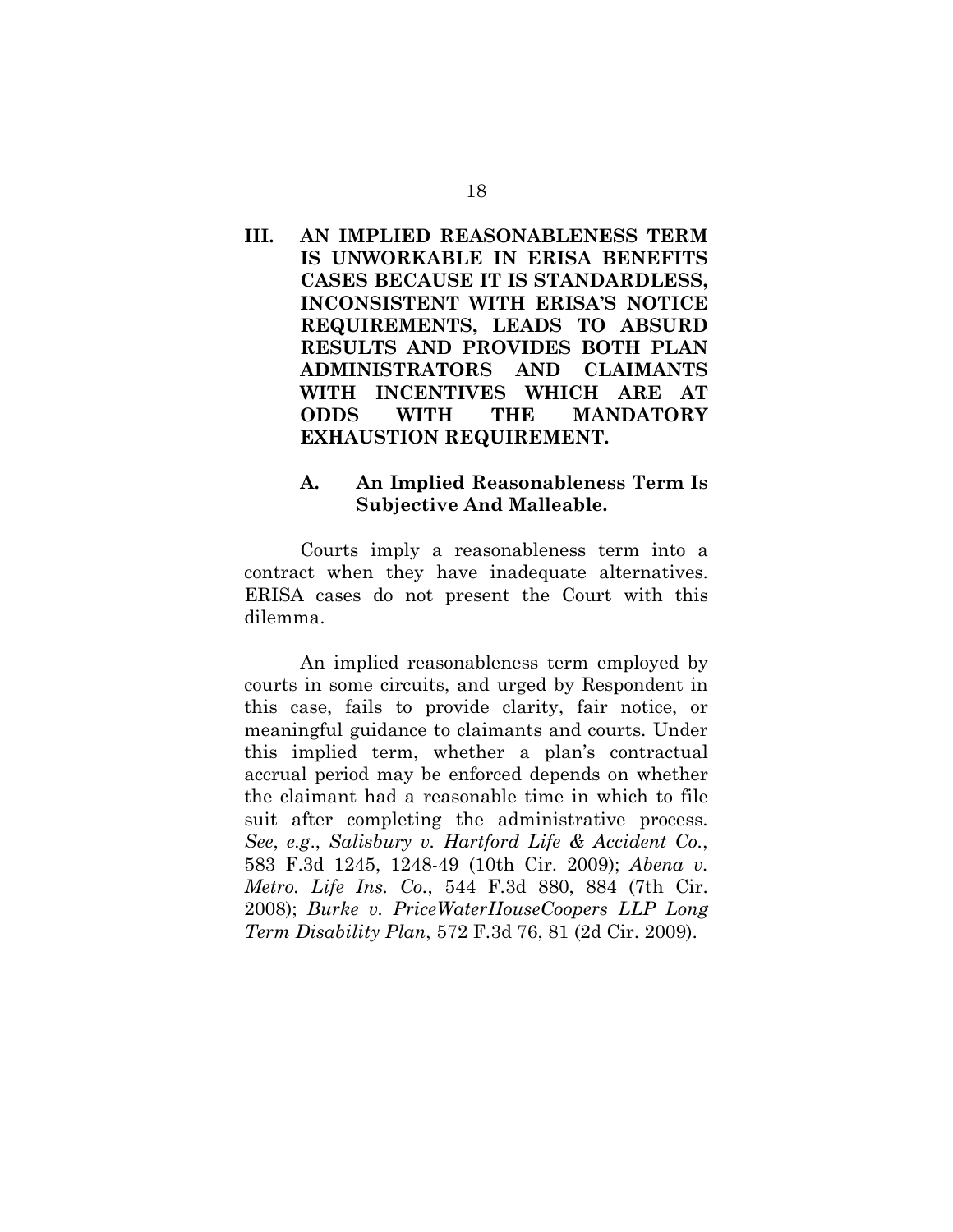## III. AN IMPLIED REASONABLENESS TERM IS UNWORKABLE IN ERISA BENEFITS CASES BECAUSE IT IS STANDARDLESS, INCONSISTENT WITH ERISA'S NOTICE REQUIREMENTS, LEADS TO ABSURD RESULTS AND PROVIDES BOTH PLAN ADMINISTRATORS AND CLAIMANTS WITH INCENTIVES WHICH ARE AT ODDS WITH THE MANDATORY EXHAUSTION REQUIREMENT.

### A. An Implied Reasonableness Term Is Subjective And Malleable.

Courts imply a reasonableness term into a contract when they have inadequate alternatives. ERISA cases do not present the Court with this dilemma.

An implied reasonableness term employed by courts in some circuits, and urged by Respondent in this case, fails to provide clarity, fair notice, or meaningful guidance to claimants and courts. Under this implied term, whether a plan's contractual accrual period may be enforced depends on whether the claimant had a reasonable time in which to file suit after completing the administrative process. *See*, *e.g*., *Salisbury v. Hartford Life & Accident Co.*, 583 F.3d 1245, 1248-49 (10th Cir. 2009); *Abena v. Metro. Life Ins. Co.*, 544 F.3d 880, 884 (7th Cir. 2008); *Burke v. PriceWaterHouseCoopers LLP Long Term Disability Plan*, 572 F.3d 76, 81 (2d Cir. 2009).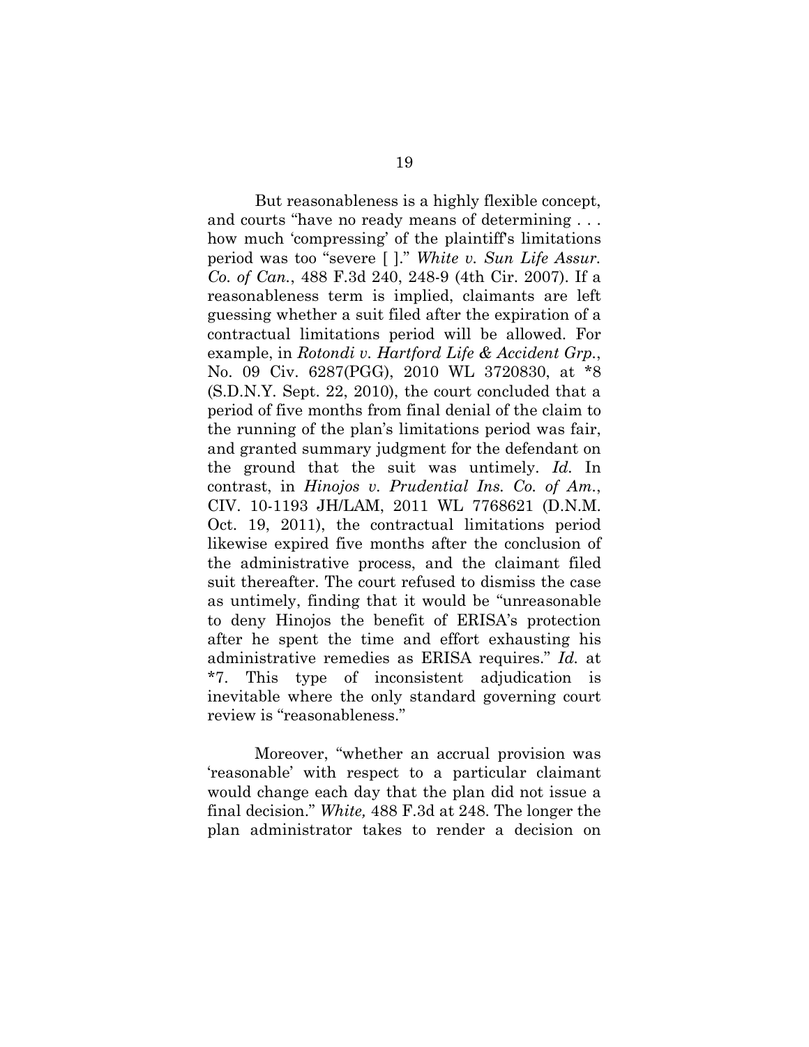But reasonableness is a highly flexible concept, and courts "have no ready means of determining . . . how much 'compressing' of the plaintiff's limitations period was too "severe [ ]." *White v. Sun Life Assur. Co. of Can.*, 488 F.3d 240, 248-9 (4th Cir. 2007). If a reasonableness term is implied, claimants are left guessing whether a suit filed after the expiration of a contractual limitations period will be allowed. For example, in *Rotondi v. Hartford Life & Accident Grp.*, No. 09 Civ. 6287(PGG), 2010 WL 3720830, at *8 (S.D.N.Y. Sept. 22, 2010), the court concluded that a period of five months from final denial of the claim to the running of the plan's limitations period was fair, and granted summary judgment for the defendant on the ground that the suit was untimely. *Id.* In contrast, in *Hinojos v. Prudential Ins. Co. of Am.*, CIV. 10-1193 JH/LAM, 2011 WL 7768621 (D.N.M. Oct. 19, 2011), the contractual limitations period likewise expired five months after the conclusion of the administrative process, and the claimant filed suit thereafter. The court refused to dismiss the case as untimely, finding that it would be "unreasonable to deny Hinojos the benefit of ERISA's protection after he spent the time and effort exhausting his administrative remedies as ERISA requires." *Id.* at *7. This type of inconsistent adjudication is inevitable where the only standard governing court review is "reasonableness."

Moreover, "whether an accrual provision was 'reasonable' with respect to a particular claimant would change each day that the plan did not issue a final decision." *White,* 488 F.3d at 248. The longer the plan administrator takes to render a decision on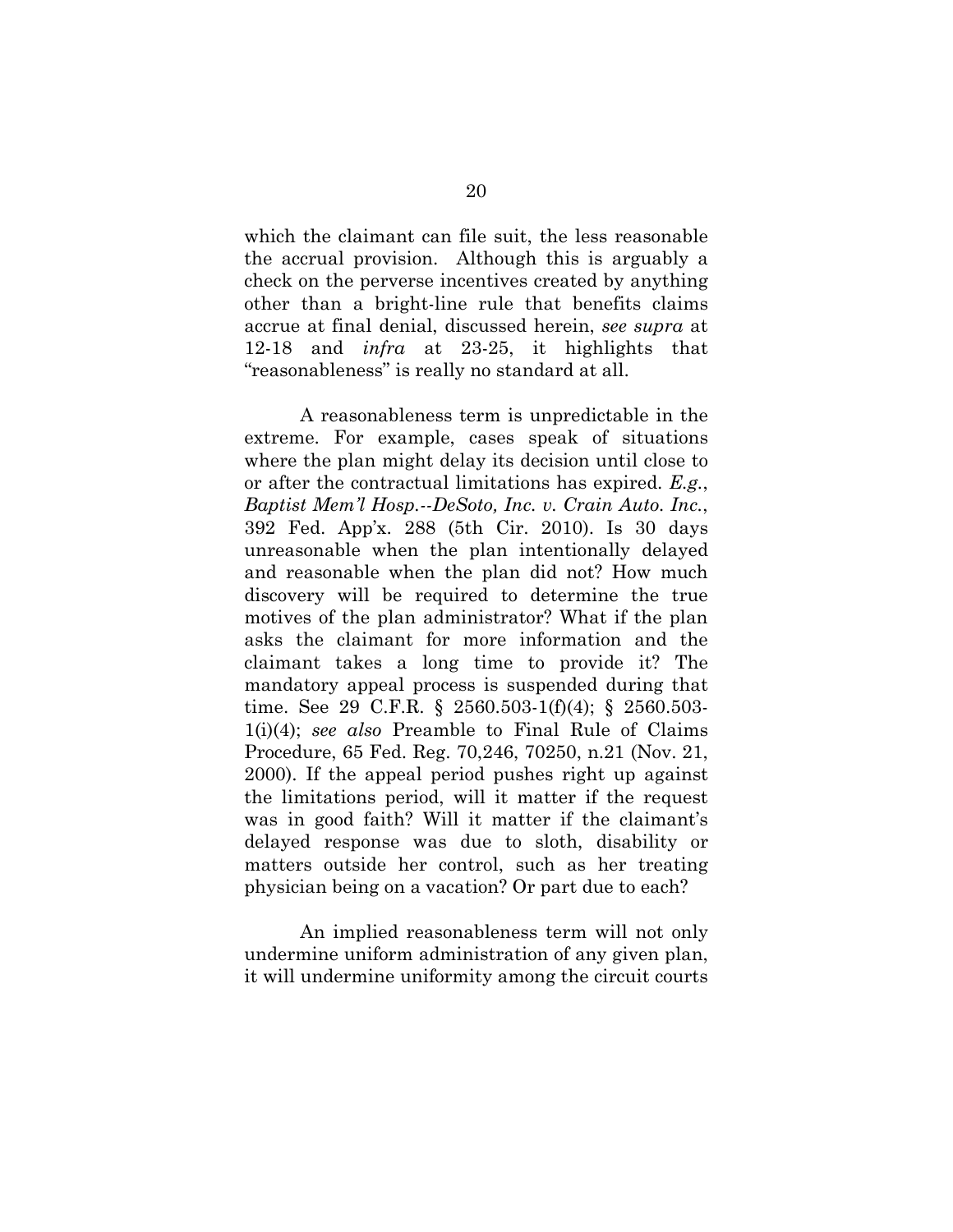which the claimant can file suit, the less reasonable the accrual provision. Although this is arguably a check on the perverse incentives created by anything other than a bright-line rule that benefits claims accrue at final denial, discussed herein, *see supra* at 12-18 and *infra* at 23-25, it highlights that "reasonableness" is really no standard at all.

A reasonableness term is unpredictable in the extreme. For example, cases speak of situations where the plan might delay its decision until close to or after the contractual limitations has expired. *E.g.*, *Baptist Mem'l Hosp.--DeSoto, Inc. v. Crain Auto. Inc.*, 392 Fed. App'x. 288 (5th Cir. 2010). Is 30 days unreasonable when the plan intentionally delayed and reasonable when the plan did not? How much discovery will be required to determine the true motives of the plan administrator? What if the plan asks the claimant for more information and the claimant takes a long time to provide it? The mandatory appeal process is suspended during that time. See 29 C.F.R. § 2560.503-1(f)(4); § 2560.503-1(i)(4); *see also* Preamble to Final Rule of Claims Procedure, 65 Fed. Reg. 70,246, 70250, n.21 (Nov. 21, 2000). If the appeal period pushes right up against the limitations period, will it matter if the request was in good faith? Will it matter if the claimant's delayed response was due to sloth, disability or matters outside her control, such as her treating physician being on a vacation? Or part due to each?

An implied reasonableness term will not only undermine uniform administration of any given plan, it will undermine uniformity among the circuit courts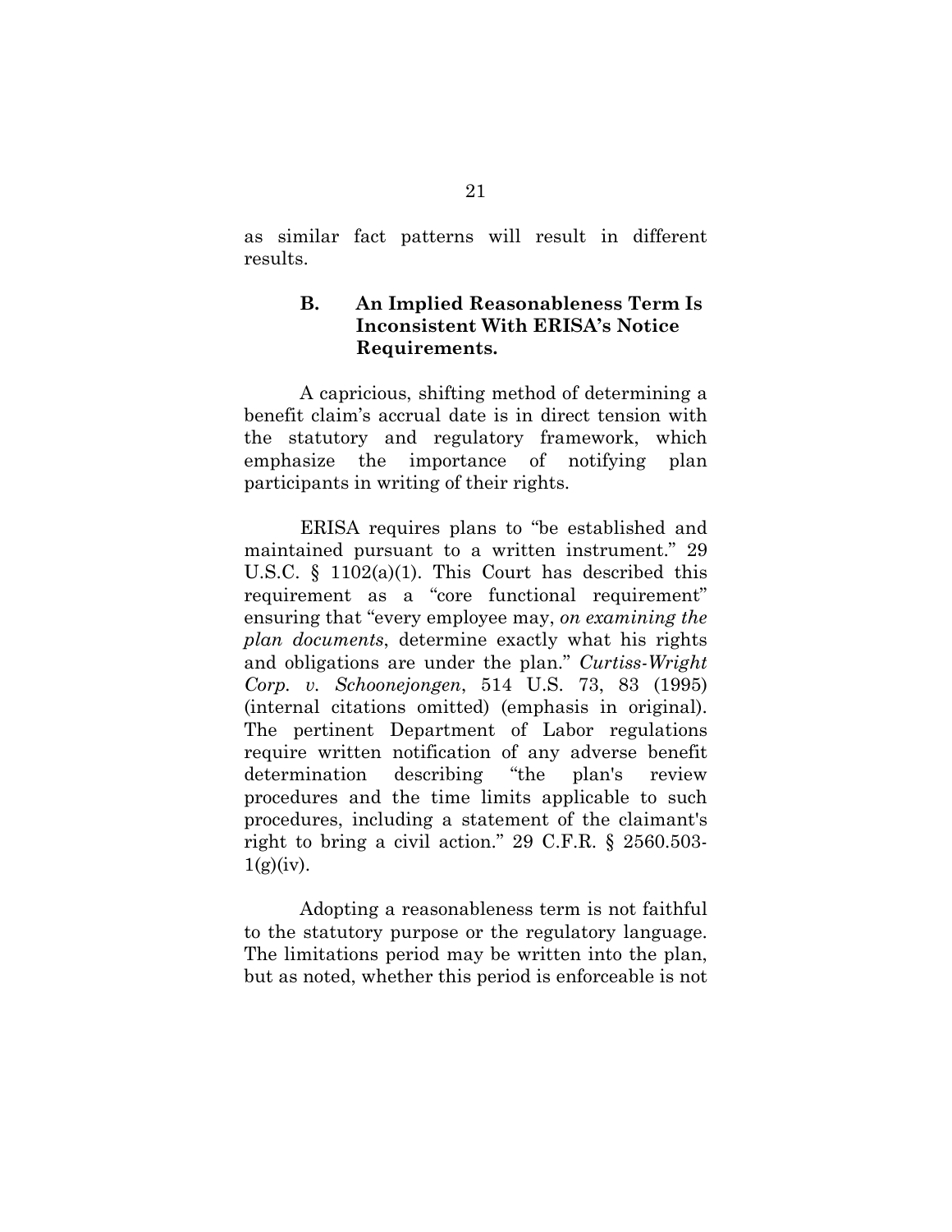as similar fact patterns will result in different results.

### B. An Implied Reasonableness Term Is Inconsistent With ERISA's Notice Requirements.

A capricious, shifting method of determining a benefit claim's accrual date is in direct tension with the statutory and regulatory framework, which emphasize the importance of notifying plan participants in writing of their rights.

ERISA requires plans to "be established and maintained pursuant to a written instrument." 29 U.S.C. § 1102(a)(1). This Court has described this requirement as a "core functional requirement" ensuring that "every employee may, *on examining the plan documents*, determine exactly what his rights and obligations are under the plan." *Curtiss-Wright Corp. v. Schoonejongen*, 514 U.S. 73, 83 (1995) (internal citations omitted) (emphasis in original). The pertinent Department of Labor regulations require written notification of any adverse benefit determination describing "the plan's review procedures and the time limits applicable to such procedures, including a statement of the claimant's right to bring a civil action." 29 C.F.R. § 2560.503-1(g)(iv).

Adopting a reasonableness term is not faithful to the statutory purpose or the regulatory language. The limitations period may be written into the plan, but as noted, whether this period is enforceable is not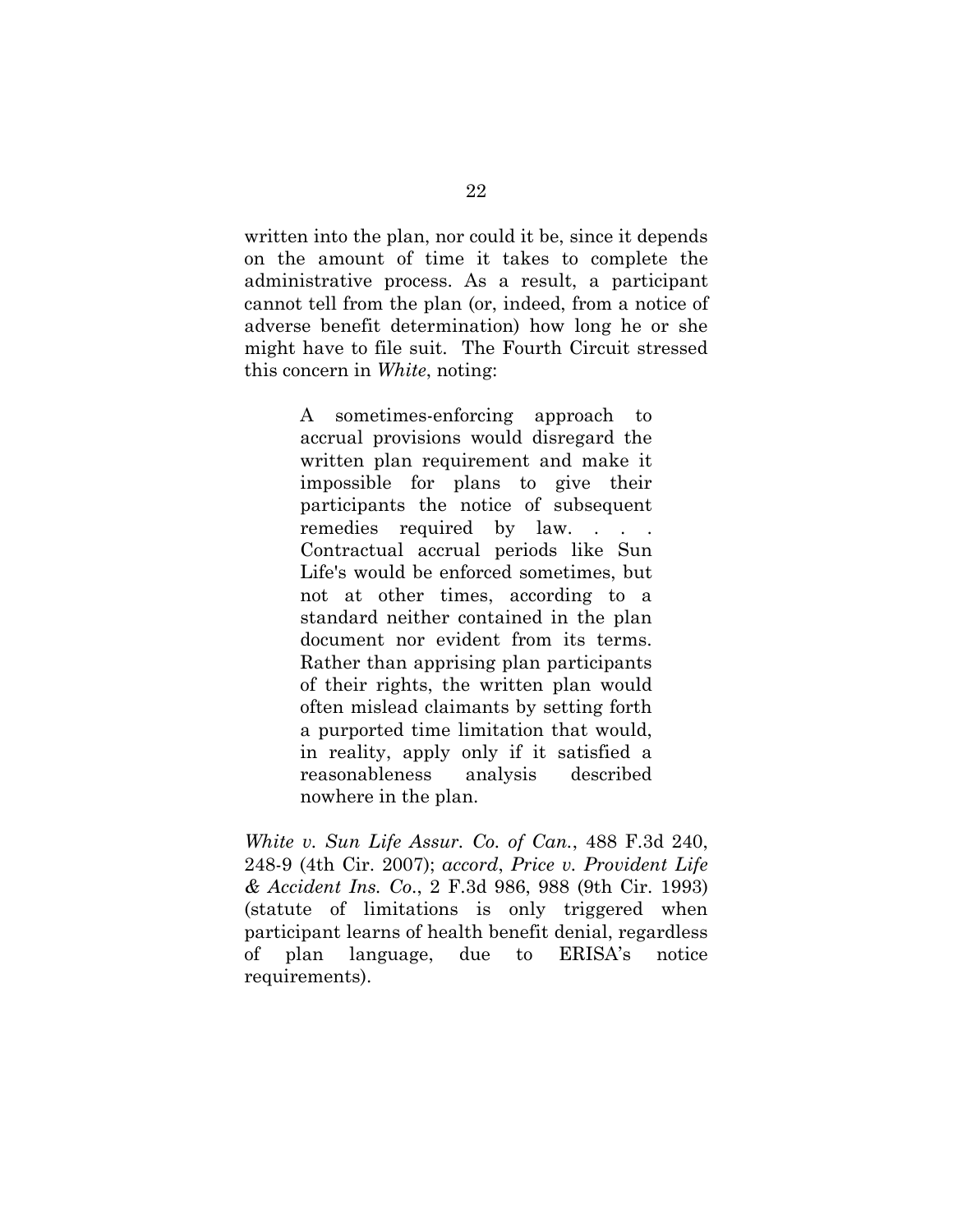written into the plan, nor could it be, since it depends on the amount of time it takes to complete the administrative process. As a result, a participant cannot tell from the plan (or, indeed, from a notice of adverse benefit determination) how long he or she might have to file suit. The Fourth Circuit stressed this concern in *White*, noting:

> A sometimes-enforcing approach to accrual provisions would disregard the written plan requirement and make it impossible for plans to give their participants the notice of subsequent remedies required by law. . . . Contractual accrual periods like Sun Life's would be enforced sometimes, but not at other times, according to a standard neither contained in the plan document nor evident from its terms. Rather than apprising plan participants of their rights, the written plan would often mislead claimants by setting forth a purported time limitation that would, in reality, apply only if it satisfied a reasonableness analysis described nowhere in the plan.

*White v. Sun Life Assur. Co. of Can.*, 488 F.3d 240, 248-9 (4th Cir. 2007); *accord*, *Price v. Provident Life & Accident Ins. Co.*, 2 F.3d 986, 988 (9th Cir. 1993) (statute of limitations is only triggered when participant learns of health benefit denial, regardless of plan language, due to ERISA's notice requirements).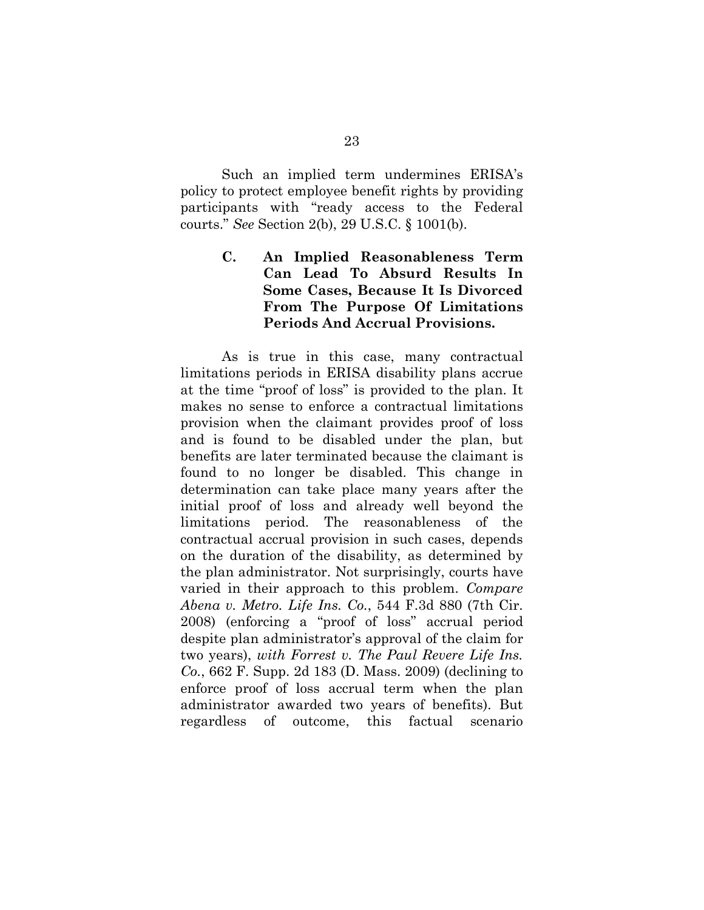Such an implied term undermines ERISA's policy to protect employee benefit rights by providing participants with "ready access to the Federal courts." *See* Section 2(b), 29 U.S.C. § 1001(b).

### C. An Implied Reasonableness Term Can Lead To Absurd Results In Some Cases, Because It Is Divorced From The Purpose Of Limitations Periods And Accrual Provisions.

As is true in this case, many contractual limitations periods in ERISA disability plans accrue at the time "proof of loss" is provided to the plan. It makes no sense to enforce a contractual limitations provision when the claimant provides proof of loss and is found to be disabled under the plan, but benefits are later terminated because the claimant is found to no longer be disabled. This change in determination can take place many years after the initial proof of loss and already well beyond the limitations period. The reasonableness of the contractual accrual provision in such cases, depends on the duration of the disability, as determined by the plan administrator. Not surprisingly, courts have varied in their approach to this problem. *Compare Abena v. Metro. Life Ins. Co.*, 544 F.3d 880 (7th Cir. 2008) (enforcing a "proof of loss" accrual period despite plan administrator's approval of the claim for two years), *with Forrest v. The Paul Revere Life Ins. Co.*, 662 F. Supp. 2d 183 (D. Mass. 2009) (declining to enforce proof of loss accrual term when the plan administrator awarded two years of benefits). But regardless of outcome, this factual scenario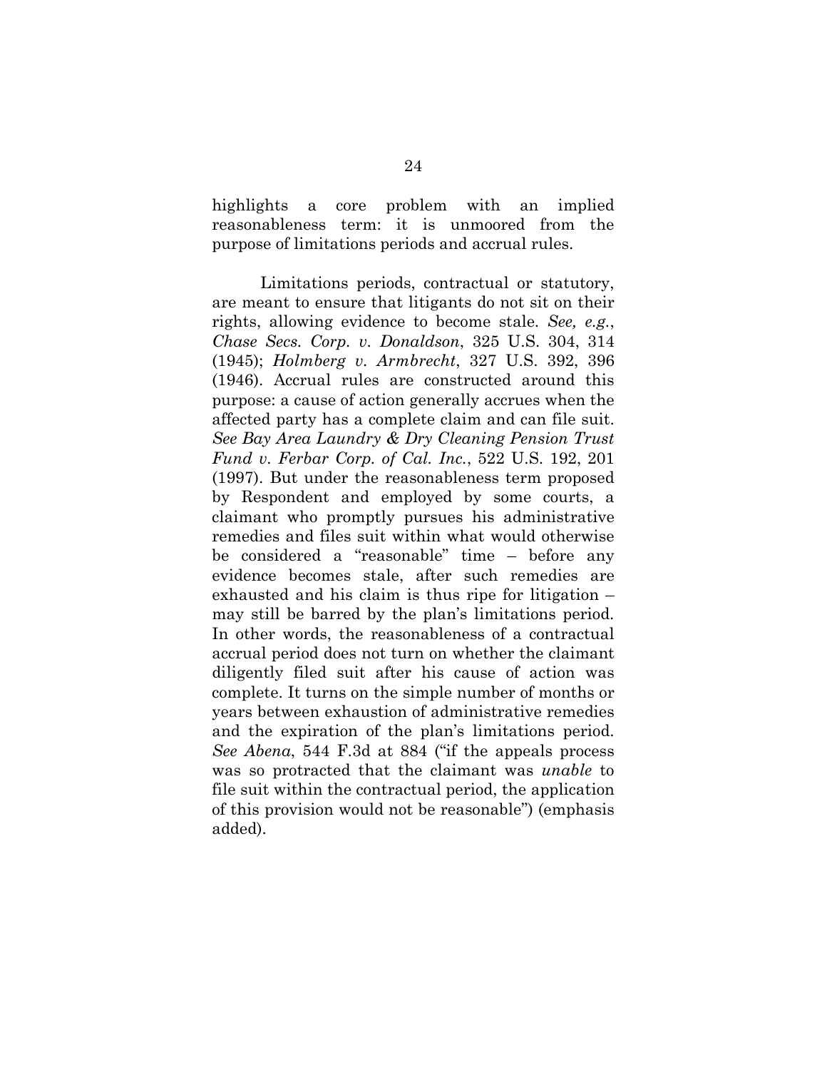highlights a core problem with an implied reasonableness term: it is unmoored from the purpose of limitations periods and accrual rules.

Limitations periods, contractual or statutory, are meant to ensure that litigants do not sit on their rights, allowing evidence to become stale. *See, e.g.*, *Chase Secs. Corp. v. Donaldson*, 325 U.S. 304, 314 (1945); *Holmberg v. Armbrecht*, 327 U.S. 392, 396 (1946). Accrual rules are constructed around this purpose: a cause of action generally accrues when the affected party has a complete claim and can file suit. *See Bay Area Laundry & Dry Cleaning Pension Trust Fund v. Ferbar Corp. of Cal. Inc.*, 522 U.S. 192, 201 (1997). But under the reasonableness term proposed by Respondent and employed by some courts, a claimant who promptly pursues his administrative remedies and files suit within what would otherwise be considered a "reasonable" time – before any evidence becomes stale, after such remedies are exhausted and his claim is thus ripe for litigation – may still be barred by the plan's limitations period. In other words, the reasonableness of a contractual accrual period does not turn on whether the claimant diligently filed suit after his cause of action was complete. It turns on the simple number of months or years between exhaustion of administrative remedies and the expiration of the plan's limitations period. *See Abena*, 544 F.3d at 884 ("if the appeals process was so protracted that the claimant was *unable* to file suit within the contractual period, the application of this provision would not be reasonable") (emphasis added).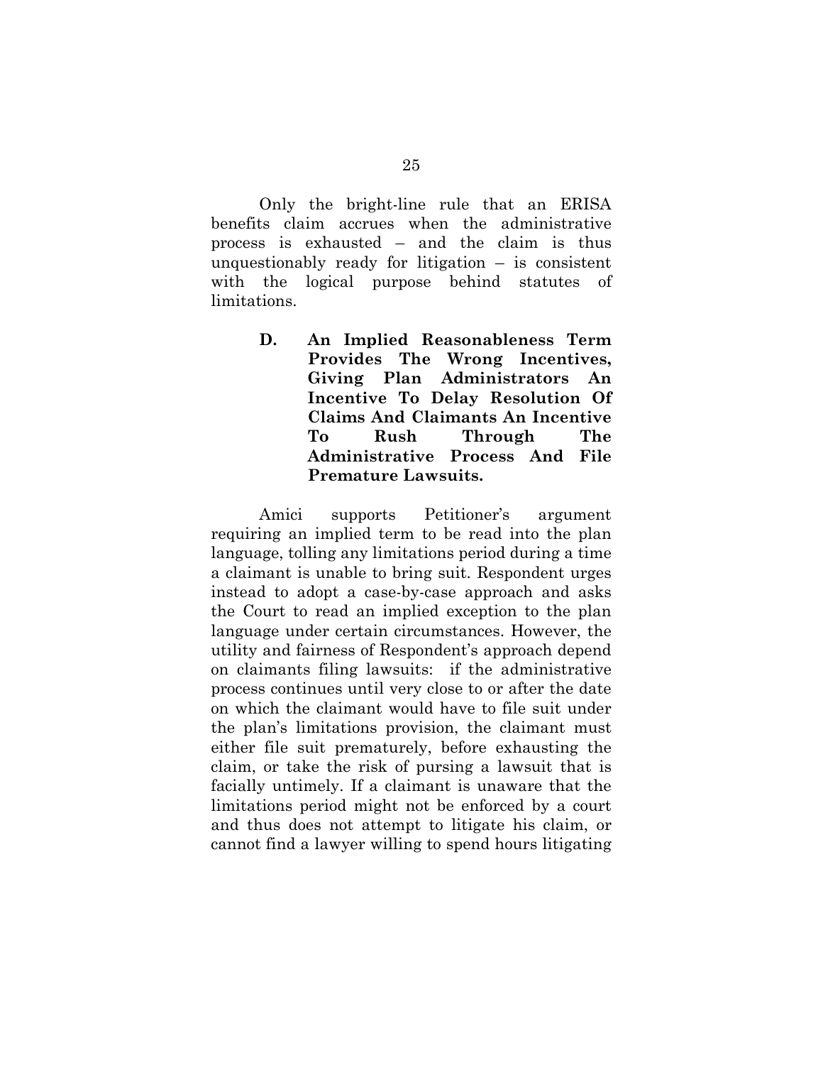Only the bright-line rule that an ERISA benefits claim accrues when the administrative process is exhausted – and the claim is thus unquestionably ready for litigation – is consistent with the logical purpose behind statutes of limitations.

### D. An Implied Reasonableness Term Provides The Wrong Incentives, Giving Plan Administrators An Incentive To Delay Resolution Of Claims And Claimants An Incentive To Rush Through The Administrative Process And File Premature Lawsuits.

Amici supports Petitioner's argument requiring an implied term to be read into the plan language, tolling any limitations period during a time a claimant is unable to bring suit. Respondent urges instead to adopt a case-by-case approach and asks the Court to read an implied exception to the plan language under certain circumstances. However, the utility and fairness of Respondent's approach depend on claimants filing lawsuits: if the administrative process continues until very close to or after the date on which the claimant would have to file suit under the plan's limitations provision, the claimant must either file suit prematurely, before exhausting the claim, or take the risk of pursing a lawsuit that is facially untimely. If a claimant is unaware that the limitations period might not be enforced by a court and thus does not attempt to litigate his claim, or cannot find a lawyer willing to spend hours litigating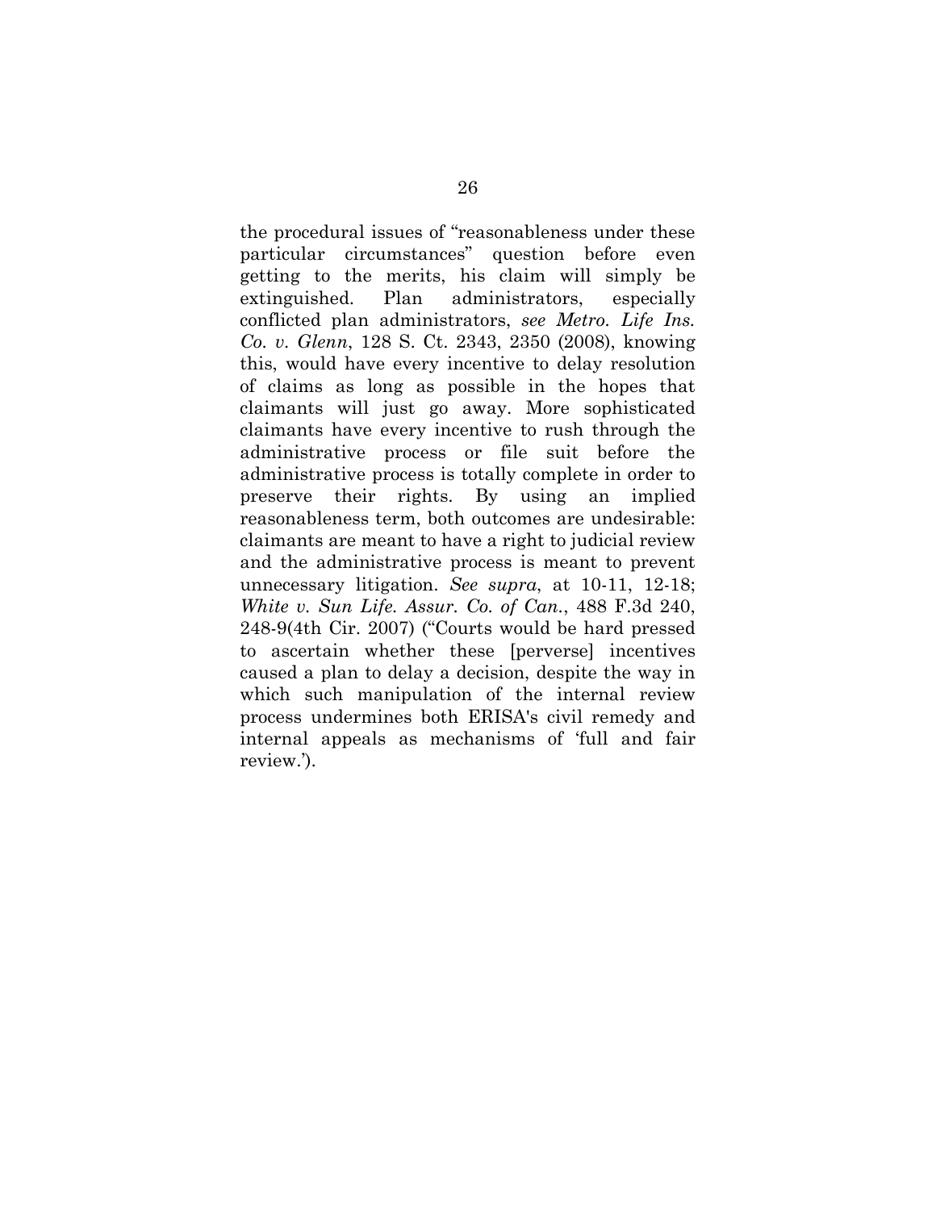the procedural issues of "reasonableness under these particular circumstances" question before even getting to the merits, his claim will simply be extinguished. Plan administrators, especially conflicted plan administrators, *see Metro. Life Ins. Co. v. Glenn*, 128 S. Ct. 2343, 2350 (2008), knowing this, would have every incentive to delay resolution of claims as long as possible in the hopes that claimants will just go away. More sophisticated claimants have every incentive to rush through the administrative process or file suit before the administrative process is totally complete in order to preserve their rights. By using an implied reasonableness term, both outcomes are undesirable: claimants are meant to have a right to judicial review and the administrative process is meant to prevent unnecessary litigation. *See supra*, at 10-11, 12-18; *White v. Sun Life. Assur. Co. of Can.*, 488 F.3d 240, 248-9(4th Cir. 2007) ("Courts would be hard pressed to ascertain whether these [perverse] incentives caused a plan to delay a decision, despite the way in which such manipulation of the internal review process undermines both ERISA's civil remedy and internal appeals as mechanisms of 'full and fair review.').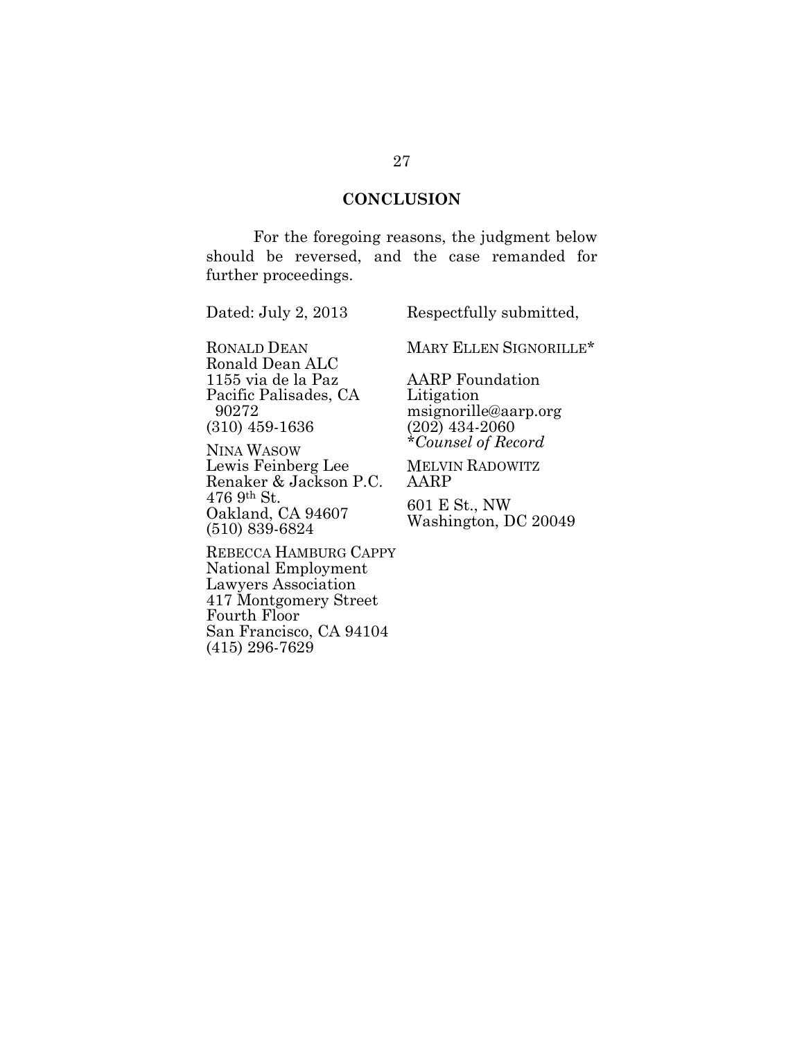## CONCLUSION

For the foregoing reasons, the judgment below should be reversed, and the case remanded for further proceedings.

Dated: July 2, 2013

Respectfully submitted,

MARY ELLEN SIGNORILLE*
AARP Foundation Litigation
msignorille@aarp.org
(202) 434-2060
*Counsel of Record*

MELVIN RADOWITZ
AARP
601 E St., NW
Washington, DC 20049

RONALD DEAN
Ronald Dean ALC
1155 via de la Paz
Pacific Palisades, CA 90272
(310) 459-1636

NINA WASOW
Lewis Feinberg Lee Renaker & Jackson P.C.
476 9th St.
Oakland, CA 94607
(510) 839-6824

REBECCA HAMBURG CAPPY
National Employment Lawyers Association
417 Montgomery Street
Fourth Floor
San Francisco, CA 94104
(415) 296-7629